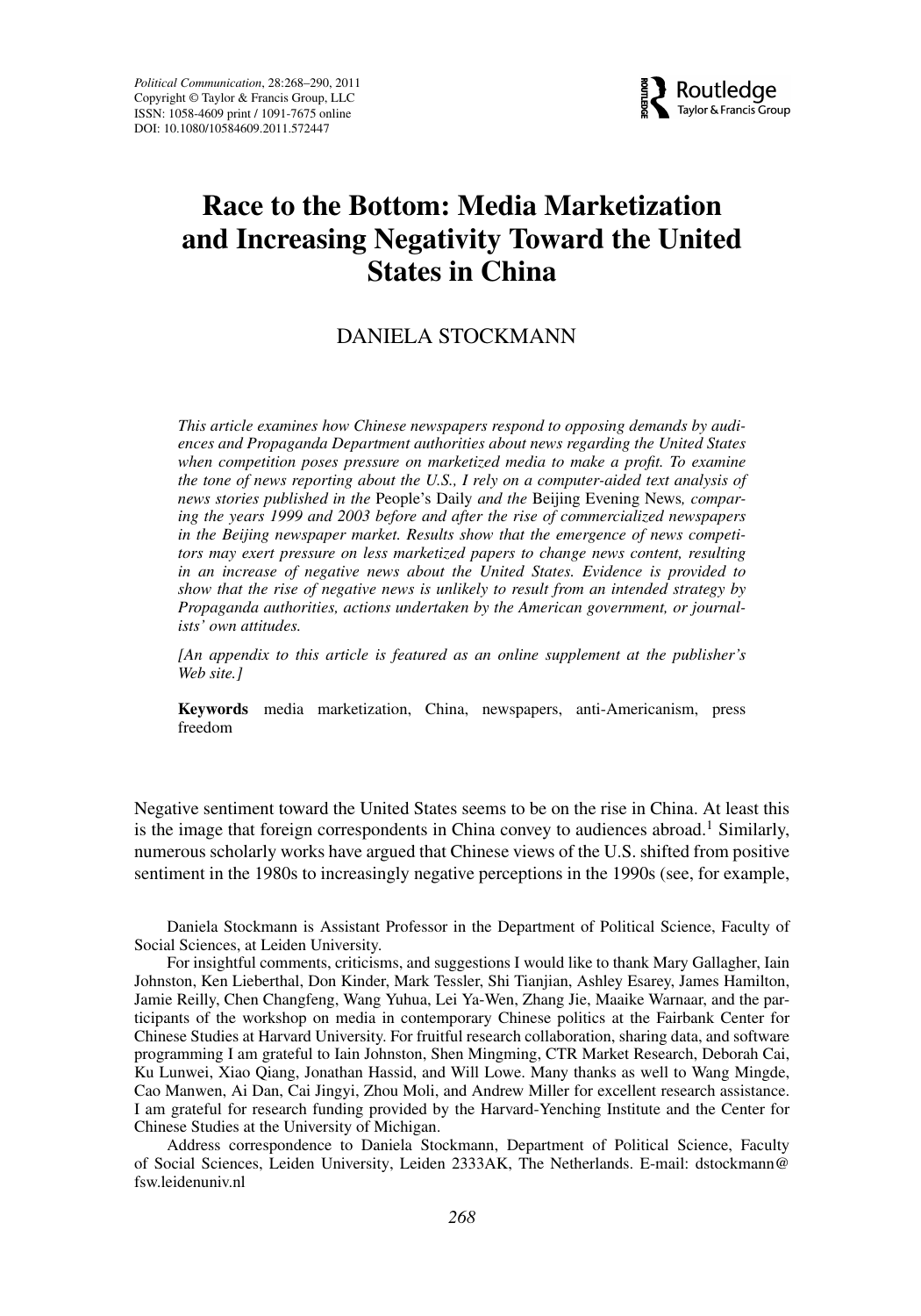# Race to the Bottom: Media Marketization and Increasing Negativity Toward the United States in China

DANIELA STOCKMANN

*This article examines how Chinese newspapers respond to opposing demands by audiences and Propaganda Department authorities about news regarding the United States when competition poses pressure on marketized media to make a profit. To examine the tone of news reporting about the U.S., I rely on a computer-aided text analysis of news stories published in the* People's Daily *and the* Beijing Evening News*, comparing the years 1999 and 2003 before and after the rise of commercialized newspapers in the Beijing newspaper market. Results show that the emergence of news competitors may exert pressure on less marketized papers to change news content, resulting in an increase of negative news about the United States. Evidence is provided to show that the rise of negative news is unlikely to result from an intended strategy by Propaganda authorities, actions undertaken by the American government, or journalists' own attitudes.*

*[An appendix to this article is featured as an online supplement at the publisher's Web site.]*

**Keywords** media marketization, China, newspapers, anti-Americanism, press freedom

Negative sentiment toward the United States seems to be on the rise in China. At least this is the image that foreign correspondents in China convey to audiences abroad.[1] Similarly, numerous scholarly works have argued that Chinese views of the U.S. shifted from positive sentiment in the 1980s to increasingly negative perceptions in the 1990s (see, for example,

Daniela Stockmann is Assistant Professor in the Department of Political Science, Faculty of Social Sciences, at Leiden University.

For insightful comments, criticisms, and suggestions I would like to thank Mary Gallagher, Iain Johnston, Ken Lieberthal, Don Kinder, Mark Tessler, Shi Tianjian, Ashley Esarey, James Hamilton, Jamie Reilly, Chen Changfeng, Wang Yuhua, Lei Ya-Wen, Zhang Jie, Maaike Warnaar, and the participants of the workshop on media in contemporary Chinese politics at the Fairbank Center for Chinese Studies at Harvard University. For fruitful research collaboration, sharing data, and software programming I am grateful to Iain Johnston, Shen Mingming, CTR Market Research, Deborah Cai, Ku Lunwei, Xiao Qiang, Jonathan Hassid, and Will Lowe. Many thanks as well to Wang Mingde, Cao Manwen, Ai Dan, Cai Jingyi, Zhou Moli, and Andrew Miller for excellent research assistance. I am grateful for research funding provided by the Harvard-Yenching Institute and the Center for Chinese Studies at the University of Michigan.

Address correspondence to Daniela Stockmann, Department of Political Science, Faculty of Social Sciences, Leiden University, Leiden 2333AK, The Netherlands. E-mail: dstockmann@fsw.leidenuniv.nl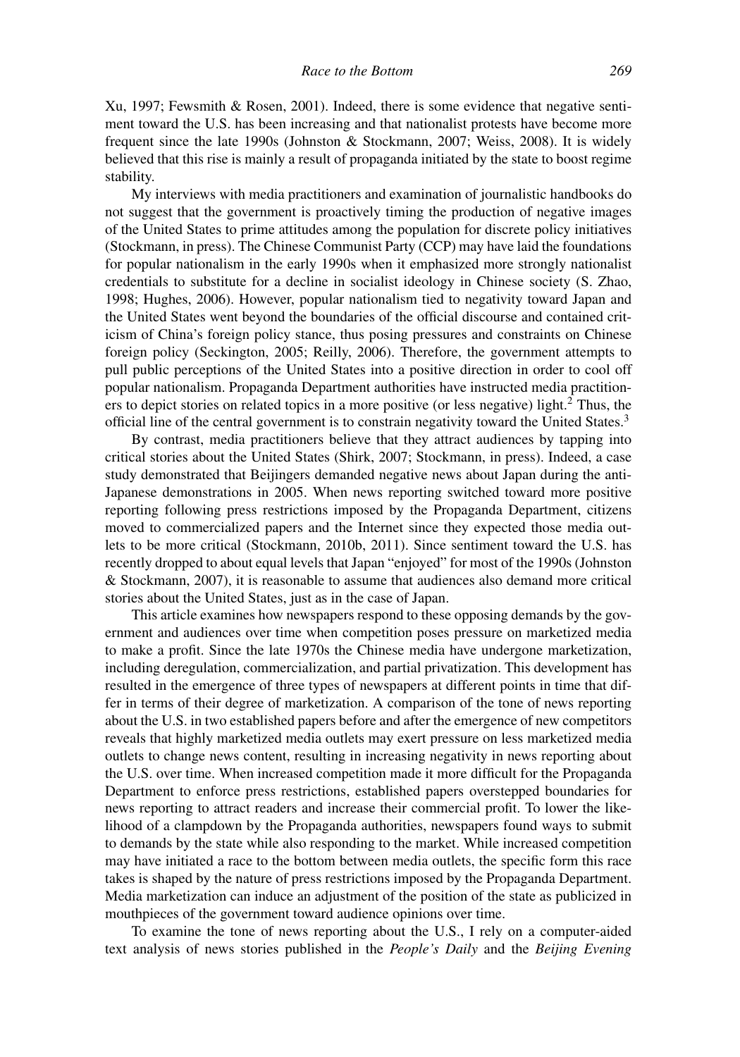Xu, 1997; Fewsmith & Rosen, 2001). Indeed, there is some evidence that negative sentiment toward the U.S. has been increasing and that nationalist protests have become more frequent since the late 1990s (Johnston & Stockmann, 2007; Weiss, 2008). It is widely believed that this rise is mainly a result of propaganda initiated by the state to boost regime stability.

My interviews with media practitioners and examination of journalistic handbooks do not suggest that the government is proactively timing the production of negative images of the United States to prime attitudes among the population for discrete policy initiatives (Stockmann, in press). The Chinese Communist Party (CCP) may have laid the foundations for popular nationalism in the early 1990s when it emphasized more strongly nationalist credentials to substitute for a decline in socialist ideology in Chinese society (S. Zhao, 1998; Hughes, 2006). However, popular nationalism tied to negativity toward Japan and the United States went beyond the boundaries of the official discourse and contained criticism of China's foreign policy stance, thus posing pressures and constraints on Chinese foreign policy (Seckington, 2005; Reilly, 2006). Therefore, the government attempts to pull public perceptions of the United States into a positive direction in order to cool off popular nationalism. Propaganda Department authorities have instructed media practitioners to depict stories on related topics in a more positive (or less negative) light.[2] Thus, the official line of the central government is to constrain negativity toward the United States.[3]

By contrast, media practitioners believe that they attract audiences by tapping into critical stories about the United States (Shirk, 2007; Stockmann, in press). Indeed, a case study demonstrated that Beijingers demanded negative news about Japan during the anti-Japanese demonstrations in 2005. When news reporting switched toward more positive reporting following press restrictions imposed by the Propaganda Department, citizens moved to commercialized papers and the Internet since they expected those media outlets to be more critical (Stockmann, 2010b, 2011). Since sentiment toward the U.S. has recently dropped to about equal levels that Japan "enjoyed" for most of the 1990s (Johnston & Stockmann, 2007), it is reasonable to assume that audiences also demand more critical stories about the United States, just as in the case of Japan.

This article examines how newspapers respond to these opposing demands by the government and audiences over time when competition poses pressure on marketized media to make a profit. Since the late 1970s the Chinese media have undergone marketization, including deregulation, commercialization, and partial privatization. This development has resulted in the emergence of three types of newspapers at different points in time that differ in terms of their degree of marketization. A comparison of the tone of news reporting about the U.S. in two established papers before and after the emergence of new competitors reveals that highly marketized media outlets may exert pressure on less marketized media outlets to change news content, resulting in increasing negativity in news reporting about the U.S. over time. When increased competition made it more difficult for the Propaganda Department to enforce press restrictions, established papers overstepped boundaries for news reporting to attract readers and increase their commercial profit. To lower the likelihood of a clampdown by the Propaganda authorities, newspapers found ways to submit to demands by the state while also responding to the market. While increased competition may have initiated a race to the bottom between media outlets, the specific form this race takes is shaped by the nature of press restrictions imposed by the Propaganda Department. Media marketization can induce an adjustment of the position of the state as publicized in mouthpieces of the government toward audience opinions over time.

To examine the tone of news reporting about the U.S., I rely on a computer-aided text analysis of news stories published in the *People's Daily* and the *Beijing Evening*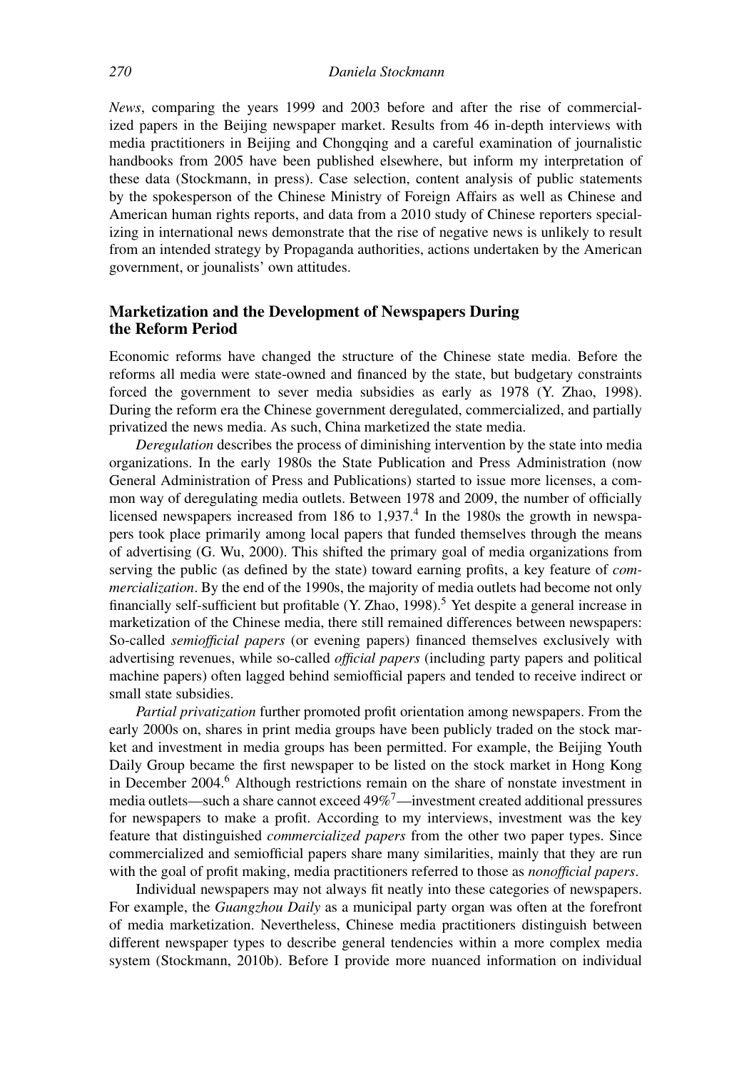*News*, comparing the years 1999 and 2003 before and after the rise of commercialized papers in the Beijing newspaper market. Results from 46 in-depth interviews with media practitioners in Beijing and Chongqing and a careful examination of journalistic handbooks from 2005 have been published elsewhere, but inform my interpretation of these data (Stockmann, in press). Case selection, content analysis of public statements by the spokesperson of the Chinese Ministry of Foreign Affairs as well as Chinese and American human rights reports, and data from a 2010 study of Chinese reporters specializing in international news demonstrate that the rise of negative news is unlikely to result from an intended strategy by Propaganda authorities, actions undertaken by the American government, or jounalists' own attitudes.

## Marketization and the Development of Newspapers During the Reform Period

Economic reforms have changed the structure of the Chinese state media. Before the reforms all media were state-owned and financed by the state, but budgetary constraints forced the government to sever media subsidies as early as 1978 (Y. Zhao, 1998). During the reform era the Chinese government deregulated, commercialized, and partially privatized the news media. As such, China marketized the state media.

*Deregulation* describes the process of diminishing intervention by the state into media organizations. In the early 1980s the State Publication and Press Administration (now General Administration of Press and Publications) started to issue more licenses, a common way of deregulating media outlets. Between 1978 and 2009, the number of officially licensed newspapers increased from 186 to 1,937.[4] In the 1980s the growth in newspapers took place primarily among local papers that funded themselves through the means of advertising (G. Wu, 2000). This shifted the primary goal of media organizations from serving the public (as defined by the state) toward earning profits, a key feature of *commercialization*. By the end of the 1990s, the majority of media outlets had become not only financially self-sufficient but profitable (Y. Zhao, 1998).[5] Yet despite a general increase in marketization of the Chinese media, there still remained differences between newspapers: So-called *semiofficial papers* (or evening papers) financed themselves exclusively with advertising revenues, while so-called *official papers* (including party papers and political machine papers) often lagged behind semiofficial papers and tended to receive indirect or small state subsidies.

*Partial privatization* further promoted profit orientation among newspapers. From the early 2000s on, shares in print media groups have been publicly traded on the stock market and investment in media groups has been permitted. For example, the Beijing Youth Daily Group became the first newspaper to be listed on the stock market in Hong Kong in December 2004.[6] Although restrictions remain on the share of nonstate investment in media outlets—such a share cannot exceed 49%[7]—investment created additional pressures for newspapers to make a profit. According to my interviews, investment was the key feature that distinguished *commercialized papers* from the other two paper types. Since commercialized and semiofficial papers share many similarities, mainly that they are run with the goal of profit making, media practitioners referred to those as *nonofficial papers*.

Individual newspapers may not always fit neatly into these categories of newspapers. For example, the *Guangzhou Daily* as a municipal party organ was often at the forefront of media marketization. Nevertheless, Chinese media practitioners distinguish between different newspaper types to describe general tendencies within a more complex media system (Stockmann, 2010b). Before I provide more nuanced information on individual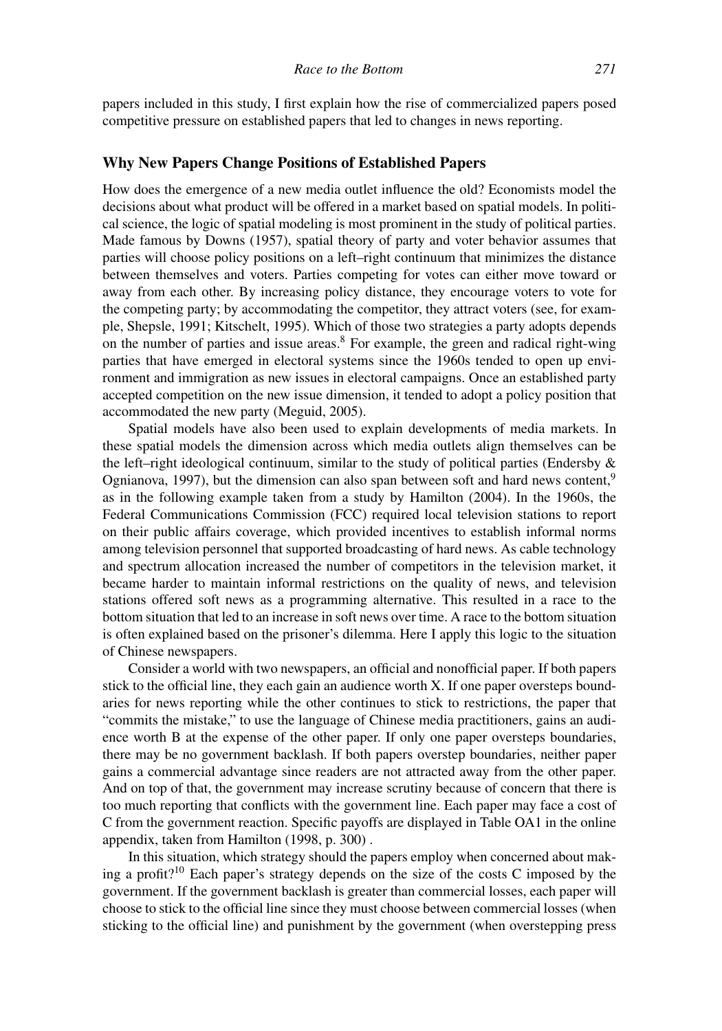papers included in this study, I first explain how the rise of commercialized papers posed competitive pressure on established papers that led to changes in news reporting.

### Why New Papers Change Positions of Established Papers

How does the emergence of a new media outlet influence the old? Economists model the decisions about what product will be offered in a market based on spatial models. In political science, the logic of spatial modeling is most prominent in the study of political parties. Made famous by Downs (1957), spatial theory of party and voter behavior assumes that parties will choose policy positions on a left–right continuum that minimizes the distance between themselves and voters. Parties competing for votes can either move toward or away from each other. By increasing policy distance, they encourage voters to vote for the competing party; by accommodating the competitor, they attract voters (see, for example, Shepsle, 1991; Kitschelt, 1995). Which of those two strategies a party adopts depends on the number of parties and issue areas.[8] For example, the green and radical right-wing parties that have emerged in electoral systems since the 1960s tended to open up environment and immigration as new issues in electoral campaigns. Once an established party accepted competition on the new issue dimension, it tended to adopt a policy position that accommodated the new party (Meguid, 2005).

Spatial models have also been used to explain developments of media markets. In these spatial models the dimension across which media outlets align themselves can be the left–right ideological continuum, similar to the study of political parties (Endersby & Ognianova, 1997), but the dimension can also span between soft and hard news content,[9] as in the following example taken from a study by Hamilton (2004). In the 1960s, the Federal Communications Commission (FCC) required local television stations to report on their public affairs coverage, which provided incentives to establish informal norms among television personnel that supported broadcasting of hard news. As cable technology and spectrum allocation increased the number of competitors in the television market, it became harder to maintain informal restrictions on the quality of news, and television stations offered soft news as a programming alternative. This resulted in a race to the bottom situation that led to an increase in soft news over time. A race to the bottom situation is often explained based on the prisoner's dilemma. Here I apply this logic to the situation of Chinese newspapers.

Consider a world with two newspapers, an official and nonofficial paper. If both papers stick to the official line, they each gain an audience worth X. If one paper oversteps boundaries for news reporting while the other continues to stick to restrictions, the paper that "commits the mistake," to use the language of Chinese media practitioners, gains an audience worth B at the expense of the other paper. If only one paper oversteps boundaries, there may be no government backlash. If both papers overstep boundaries, neither paper gains a commercial advantage since readers are not attracted away from the other paper. And on top of that, the government may increase scrutiny because of concern that there is too much reporting that conflicts with the government line. Each paper may face a cost of C from the government reaction. Specific payoffs are displayed in Table OA1 in the online appendix, taken from Hamilton (1998, p. 300) .

In this situation, which strategy should the papers employ when concerned about making a profit?[10] Each paper's strategy depends on the size of the costs C imposed by the government. If the government backlash is greater than commercial losses, each paper will choose to stick to the official line since they must choose between commercial losses (when sticking to the official line) and punishment by the government (when overstepping press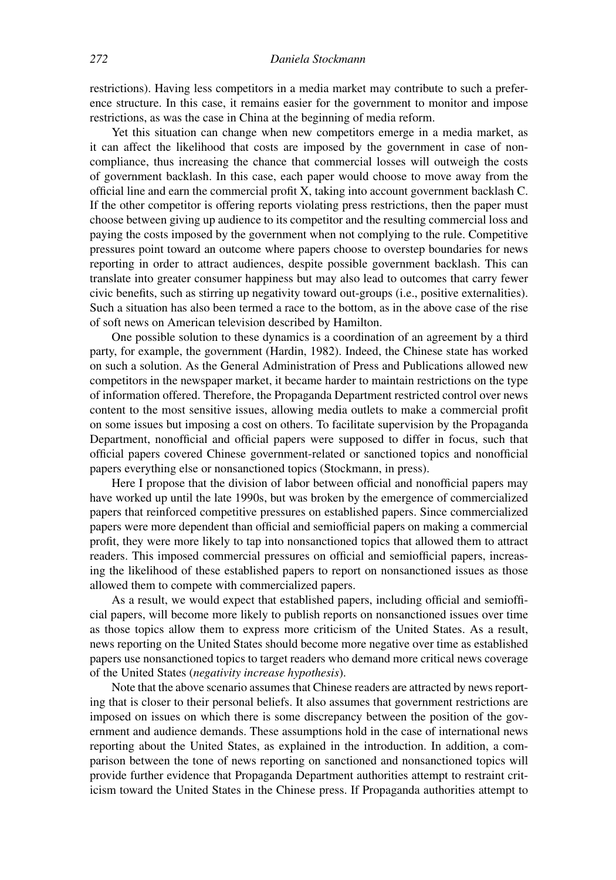restrictions). Having less competitors in a media market may contribute to such a preference structure. In this case, it remains easier for the government to monitor and impose restrictions, as was the case in China at the beginning of media reform.

Yet this situation can change when new competitors emerge in a media market, as it can affect the likelihood that costs are imposed by the government in case of noncompliance, thus increasing the chance that commercial losses will outweigh the costs of government backlash. In this case, each paper would choose to move away from the official line and earn the commercial profit X, taking into account government backlash C. If the other competitor is offering reports violating press restrictions, then the paper must choose between giving up audience to its competitor and the resulting commercial loss and paying the costs imposed by the government when not complying to the rule. Competitive pressures point toward an outcome where papers choose to overstep boundaries for news reporting in order to attract audiences, despite possible government backlash. This can translate into greater consumer happiness but may also lead to outcomes that carry fewer civic benefits, such as stirring up negativity toward out-groups (i.e., positive externalities). Such a situation has also been termed a race to the bottom, as in the above case of the rise of soft news on American television described by Hamilton.

One possible solution to these dynamics is a coordination of an agreement by a third party, for example, the government (Hardin, 1982). Indeed, the Chinese state has worked on such a solution. As the General Administration of Press and Publications allowed new competitors in the newspaper market, it became harder to maintain restrictions on the type of information offered. Therefore, the Propaganda Department restricted control over news content to the most sensitive issues, allowing media outlets to make a commercial profit on some issues but imposing a cost on others. To facilitate supervision by the Propaganda Department, nonofficial and official papers were supposed to differ in focus, such that official papers covered Chinese government-related or sanctioned topics and nonofficial papers everything else or nonsanctioned topics (Stockmann, in press).

Here I propose that the division of labor between official and nonofficial papers may have worked up until the late 1990s, but was broken by the emergence of commercialized papers that reinforced competitive pressures on established papers. Since commercialized papers were more dependent than official and semiofficial papers on making a commercial profit, they were more likely to tap into nonsanctioned topics that allowed them to attract readers. This imposed commercial pressures on official and semiofficial papers, increasing the likelihood of these established papers to report on nonsanctioned issues as those allowed them to compete with commercialized papers.

As a result, we would expect that established papers, including official and semiofficial papers, will become more likely to publish reports on nonsanctioned issues over time as those topics allow them to express more criticism of the United States. As a result, news reporting on the United States should become more negative over time as established papers use nonsanctioned topics to target readers who demand more critical news coverage of the United States (*negativity increase hypothesis*).

Note that the above scenario assumes that Chinese readers are attracted by news reporting that is closer to their personal beliefs. It also assumes that government restrictions are imposed on issues on which there is some discrepancy between the position of the government and audience demands. These assumptions hold in the case of international news reporting about the United States, as explained in the introduction. In addition, a comparison between the tone of news reporting on sanctioned and nonsanctioned topics will provide further evidence that Propaganda Department authorities attempt to restraint criticism toward the United States in the Chinese press. If Propaganda authorities attempt to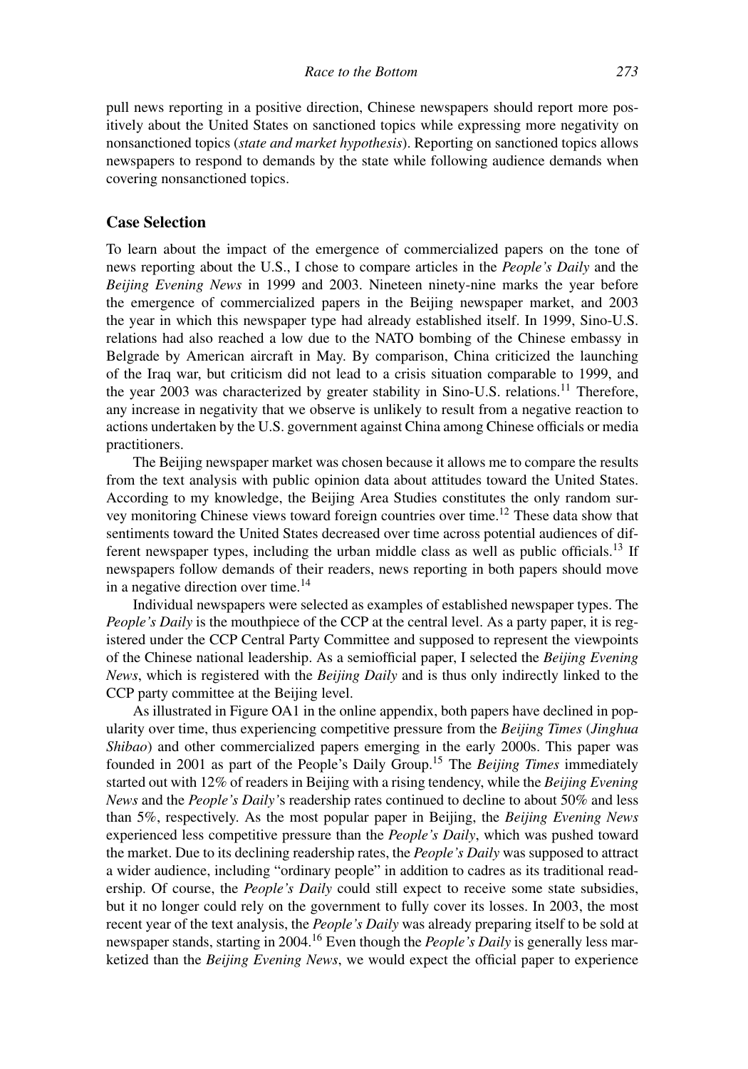pull news reporting in a positive direction, Chinese newspapers should report more positively about the United States on sanctioned topics while expressing more negativity on nonsanctioned topics (*state and market hypothesis*). Reporting on sanctioned topics allows newspapers to respond to demands by the state while following audience demands when covering nonsanctioned topics.

## Case Selection

To learn about the impact of the emergence of commercialized papers on the tone of news reporting about the U.S., I chose to compare articles in the *People's Daily* and the *Beijing Evening News* in 1999 and 2003. Nineteen ninety-nine marks the year before the emergence of commercialized papers in the Beijing newspaper market, and 2003 the year in which this newspaper type had already established itself. In 1999, Sino-U.S. relations had also reached a low due to the NATO bombing of the Chinese embassy in Belgrade by American aircraft in May. By comparison, China criticized the launching of the Iraq war, but criticism did not lead to a crisis situation comparable to 1999, and the year 2003 was characterized by greater stability in Sino-U.S. relations.[11] Therefore, any increase in negativity that we observe is unlikely to result from a negative reaction to actions undertaken by the U.S. government against China among Chinese officials or media practitioners.

The Beijing newspaper market was chosen because it allows me to compare the results from the text analysis with public opinion data about attitudes toward the United States. According to my knowledge, the Beijing Area Studies constitutes the only random survey monitoring Chinese views toward foreign countries over time.[12] These data show that sentiments toward the United States decreased over time across potential audiences of different newspaper types, including the urban middle class as well as public officials.[13] If newspapers follow demands of their readers, news reporting in both papers should move in a negative direction over time.[14]

Individual newspapers were selected as examples of established newspaper types. The *People's Daily* is the mouthpiece of the CCP at the central level. As a party paper, it is registered under the CCP Central Party Committee and supposed to represent the viewpoints of the Chinese national leadership. As a semiofficial paper, I selected the *Beijing Evening News*, which is registered with the *Beijing Daily* and is thus only indirectly linked to the CCP party committee at the Beijing level.

As illustrated in Figure OA1 in the online appendix, both papers have declined in popularity over time, thus experiencing competitive pressure from the *Beijing Times* (*Jinghua Shibao*) and other commercialized papers emerging in the early 2000s. This paper was founded in 2001 as part of the People's Daily Group.[15] The *Beijing Times* immediately started out with 12% of readers in Beijing with a rising tendency, while the *Beijing Evening News* and the *People's Daily*'s readership rates continued to decline to about 50% and less than 5%, respectively. As the most popular paper in Beijing, the *Beijing Evening News* experienced less competitive pressure than the *People's Daily*, which was pushed toward the market. Due to its declining readership rates, the *People's Daily* was supposed to attract a wider audience, including "ordinary people" in addition to cadres as its traditional readership. Of course, the *People's Daily* could still expect to receive some state subsidies, but it no longer could rely on the government to fully cover its losses. In 2003, the most recent year of the text analysis, the *People's Daily* was already preparing itself to be sold at newspaper stands, starting in 2004.[16] Even though the *People's Daily* is generally less marketized than the *Beijing Evening News*, we would expect the official paper to experience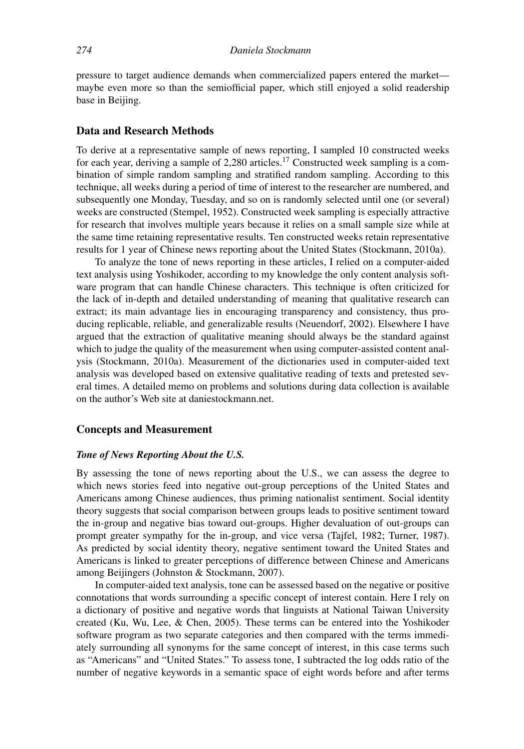pressure to target audience demands when commercialized papers entered the market—maybe even more so than the semiofficial paper, which still enjoyed a solid readership base in Beijing.

## Data and Research Methods

To derive at a representative sample of news reporting, I sampled 10 constructed weeks for each year, deriving a sample of 2,280 articles.[17] Constructed week sampling is a combination of simple random sampling and stratified random sampling. According to this technique, all weeks during a period of time of interest to the researcher are numbered, and subsequently one Monday, Tuesday, and so on is randomly selected until one (or several) weeks are constructed (Stempel, 1952). Constructed week sampling is especially attractive for research that involves multiple years because it relies on a small sample size while at the same time retaining representative results. Ten constructed weeks retain representative results for 1 year of Chinese news reporting about the United States (Stockmann, 2010a).

To analyze the tone of news reporting in these articles, I relied on a computer-aided text analysis using Yoshikoder, according to my knowledge the only content analysis software program that can handle Chinese characters. This technique is often criticized for the lack of in-depth and detailed understanding of meaning that qualitative research can extract; its main advantage lies in encouraging transparency and consistency, thus producing replicable, reliable, and generalizable results (Neuendorf, 2002). Elsewhere I have argued that the extraction of qualitative meaning should always be the standard against which to judge the quality of the measurement when using computer-assisted content analysis (Stockmann, 2010a). Measurement of the dictionaries used in computer-aided text analysis was developed based on extensive qualitative reading of texts and pretested several times. A detailed memo on problems and solutions during data collection is available on the author's Web site at daniestockmann.net.

## Concepts and Measurement

### *Tone of News Reporting About the U.S.*

By assessing the tone of news reporting about the U.S., we can assess the degree to which news stories feed into negative out-group perceptions of the United States and Americans among Chinese audiences, thus priming nationalist sentiment. Social identity theory suggests that social comparison between groups leads to positive sentiment toward the in-group and negative bias toward out-groups. Higher devaluation of out-groups can prompt greater sympathy for the in-group, and vice versa (Tajfel, 1982; Turner, 1987). As predicted by social identity theory, negative sentiment toward the United States and Americans is linked to greater perceptions of difference between Chinese and Americans among Beijingers (Johnston & Stockmann, 2007).

In computer-aided text analysis, tone can be assessed based on the negative or positive connotations that words surrounding a specific concept of interest contain. Here I rely on a dictionary of positive and negative words that linguists at National Taiwan University created (Ku, Wu, Lee, & Chen, 2005). These terms can be entered into the Yoshikoder software program as two separate categories and then compared with the terms immediately surrounding all synonyms for the same concept of interest, in this case terms such as "Americans" and "United States." To assess tone, I subtracted the log odds ratio of the number of negative keywords in a semantic space of eight words before and after terms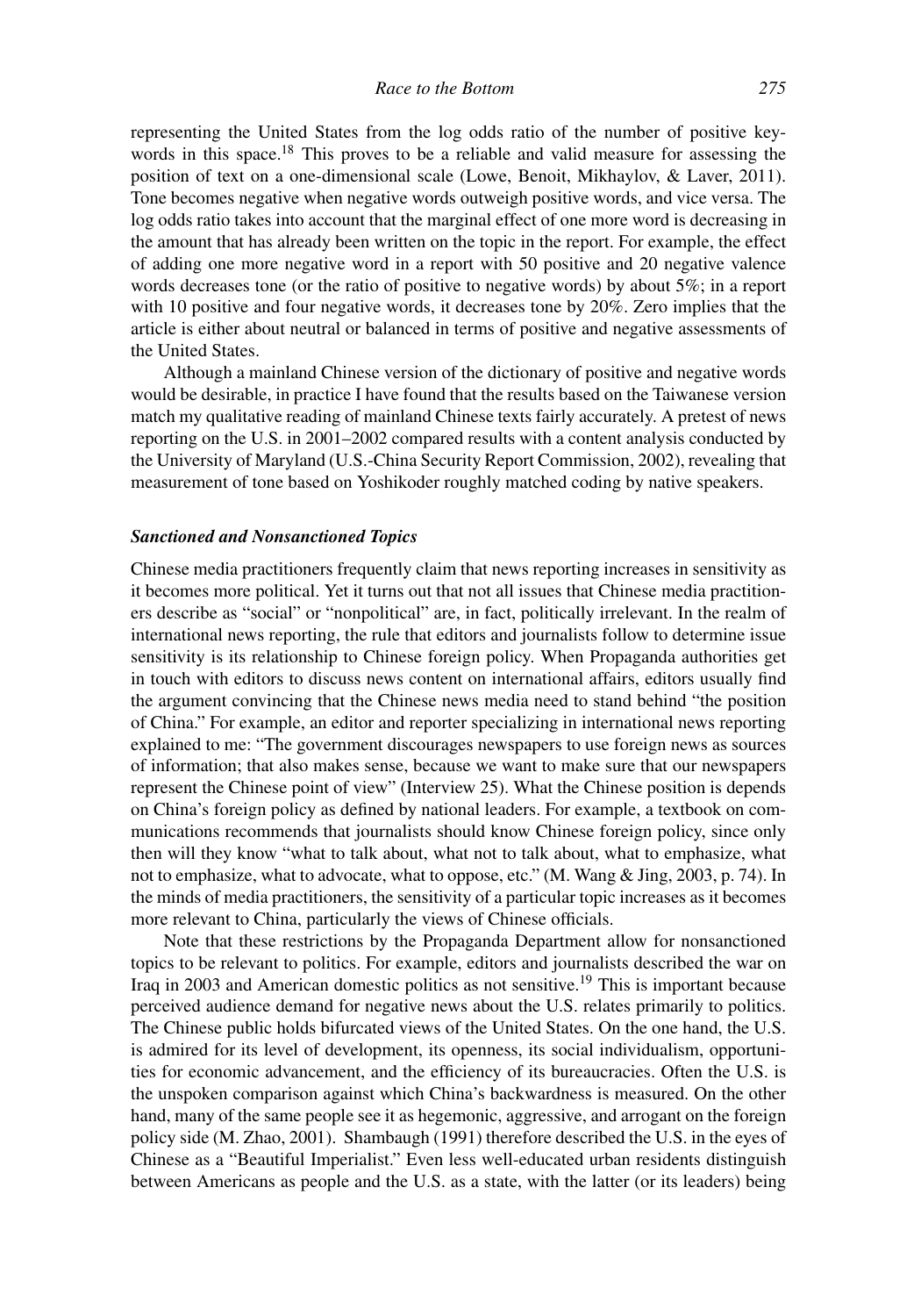representing the United States from the log odds ratio of the number of positive keywords in this space.[18] This proves to be a reliable and valid measure for assessing the position of text on a one-dimensional scale (Lowe, Benoit, Mikhaylov, & Laver, 2011). Tone becomes negative when negative words outweigh positive words, and vice versa. The log odds ratio takes into account that the marginal effect of one more word is decreasing in the amount that has already been written on the topic in the report. For example, the effect of adding one more negative word in a report with 50 positive and 20 negative valence words decreases tone (or the ratio of positive to negative words) by about 5%; in a report with 10 positive and four negative words, it decreases tone by 20%. Zero implies that the article is either about neutral or balanced in terms of positive and negative assessments of the United States.

Although a mainland Chinese version of the dictionary of positive and negative words would be desirable, in practice I have found that the results based on the Taiwanese version match my qualitative reading of mainland Chinese texts fairly accurately. A pretest of news reporting on the U.S. in 2001–2002 compared results with a content analysis conducted by the University of Maryland (U.S.-China Security Report Commission, 2002), revealing that measurement of tone based on Yoshikoder roughly matched coding by native speakers.

### *Sanctioned and Nonsanctioned Topics*

Chinese media practitioners frequently claim that news reporting increases in sensitivity as it becomes more political. Yet it turns out that not all issues that Chinese media practitioners describe as "social" or "nonpolitical" are, in fact, politically irrelevant. In the realm of international news reporting, the rule that editors and journalists follow to determine issue sensitivity is its relationship to Chinese foreign policy. When Propaganda authorities get in touch with editors to discuss news content on international affairs, editors usually find the argument convincing that the Chinese news media need to stand behind "the position of China." For example, an editor and reporter specializing in international news reporting explained to me: "The government discourages newspapers to use foreign news as sources of information; that also makes sense, because we want to make sure that our newspapers represent the Chinese point of view" (Interview 25). What the Chinese position is depends on China's foreign policy as defined by national leaders. For example, a textbook on communications recommends that journalists should know Chinese foreign policy, since only then will they know "what to talk about, what not to talk about, what to emphasize, what not to emphasize, what to advocate, what to oppose, etc." (M. Wang & Jing, 2003, p. 74). In the minds of media practitioners, the sensitivity of a particular topic increases as it becomes more relevant to China, particularly the views of Chinese officials.

Note that these restrictions by the Propaganda Department allow for nonsanctioned topics to be relevant to politics. For example, editors and journalists described the war on Iraq in 2003 and American domestic politics as not sensitive.[19] This is important because perceived audience demand for negative news about the U.S. relates primarily to politics. The Chinese public holds bifurcated views of the United States. On the one hand, the U.S. is admired for its level of development, its openness, its social individualism, opportunities for economic advancement, and the efficiency of its bureaucracies. Often the U.S. is the unspoken comparison against which China's backwardness is measured. On the other hand, many of the same people see it as hegemonic, aggressive, and arrogant on the foreign policy side (M. Zhao, 2001). Shambaugh (1991) therefore described the U.S. in the eyes of Chinese as a "Beautiful Imperialist." Even less well-educated urban residents distinguish between Americans as people and the U.S. as a state, with the latter (or its leaders) being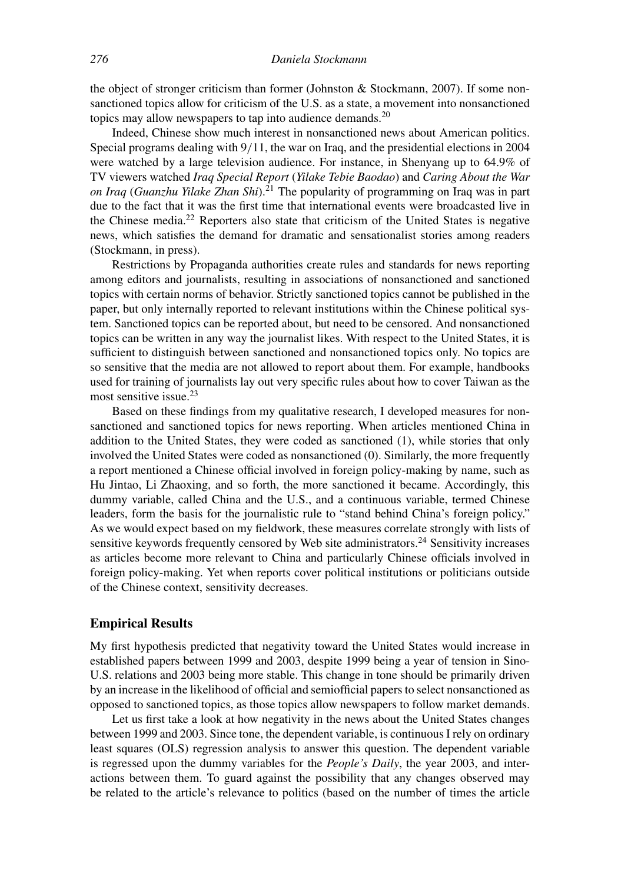the object of stronger criticism than former (Johnston & Stockmann, 2007). If some nonsanctioned topics allow for criticism of the U.S. as a state, a movement into nonsanctioned topics may allow newspapers to tap into audience demands.[20]

Indeed, Chinese show much interest in nonsanctioned news about American politics. Special programs dealing with 9/11, the war on Iraq, and the presidential elections in 2004 were watched by a large television audience. For instance, in Shenyang up to 64.9% of TV viewers watched *Iraq Special Report* (*Yilake Tebie Baodao*) and *Caring About the War on Iraq* (*Guanzhu Yilake Zhan Shi*).[21] The popularity of programming on Iraq was in part due to the fact that it was the first time that international events were broadcasted live in the Chinese media.[22] Reporters also state that criticism of the United States is negative news, which satisfies the demand for dramatic and sensationalist stories among readers (Stockmann, in press).

Restrictions by Propaganda authorities create rules and standards for news reporting among editors and journalists, resulting in associations of nonsanctioned and sanctioned topics with certain norms of behavior. Strictly sanctioned topics cannot be published in the paper, but only internally reported to relevant institutions within the Chinese political system. Sanctioned topics can be reported about, but need to be censored. And nonsanctioned topics can be written in any way the journalist likes. With respect to the United States, it is sufficient to distinguish between sanctioned and nonsanctioned topics only. No topics are so sensitive that the media are not allowed to report about them. For example, handbooks used for training of journalists lay out very specific rules about how to cover Taiwan as the most sensitive issue.[23]

Based on these findings from my qualitative research, I developed measures for nonsanctioned and sanctioned topics for news reporting. When articles mentioned China in addition to the United States, they were coded as sanctioned (1), while stories that only involved the United States were coded as nonsanctioned (0). Similarly, the more frequently a report mentioned a Chinese official involved in foreign policy-making by name, such as Hu Jintao, Li Zhaoxing, and so forth, the more sanctioned it became. Accordingly, this dummy variable, called China and the U.S., and a continuous variable, termed Chinese leaders, form the basis for the journalistic rule to "stand behind China's foreign policy." As we would expect based on my fieldwork, these measures correlate strongly with lists of sensitive keywords frequently censored by Web site administrators.[24] Sensitivity increases as articles become more relevant to China and particularly Chinese officials involved in foreign policy-making. Yet when reports cover political institutions or politicians outside of the Chinese context, sensitivity decreases.

## Empirical Results

My first hypothesis predicted that negativity toward the United States would increase in established papers between 1999 and 2003, despite 1999 being a year of tension in Sino-U.S. relations and 2003 being more stable. This change in tone should be primarily driven by an increase in the likelihood of official and semiofficial papers to select nonsanctioned as opposed to sanctioned topics, as those topics allow newspapers to follow market demands.

Let us first take a look at how negativity in the news about the United States changes between 1999 and 2003. Since tone, the dependent variable, is continuous I rely on ordinary least squares (OLS) regression analysis to answer this question. The dependent variable is regressed upon the dummy variables for the *People's Daily*, the year 2003, and interactions between them. To guard against the possibility that any changes observed may be related to the article's relevance to politics (based on the number of times the article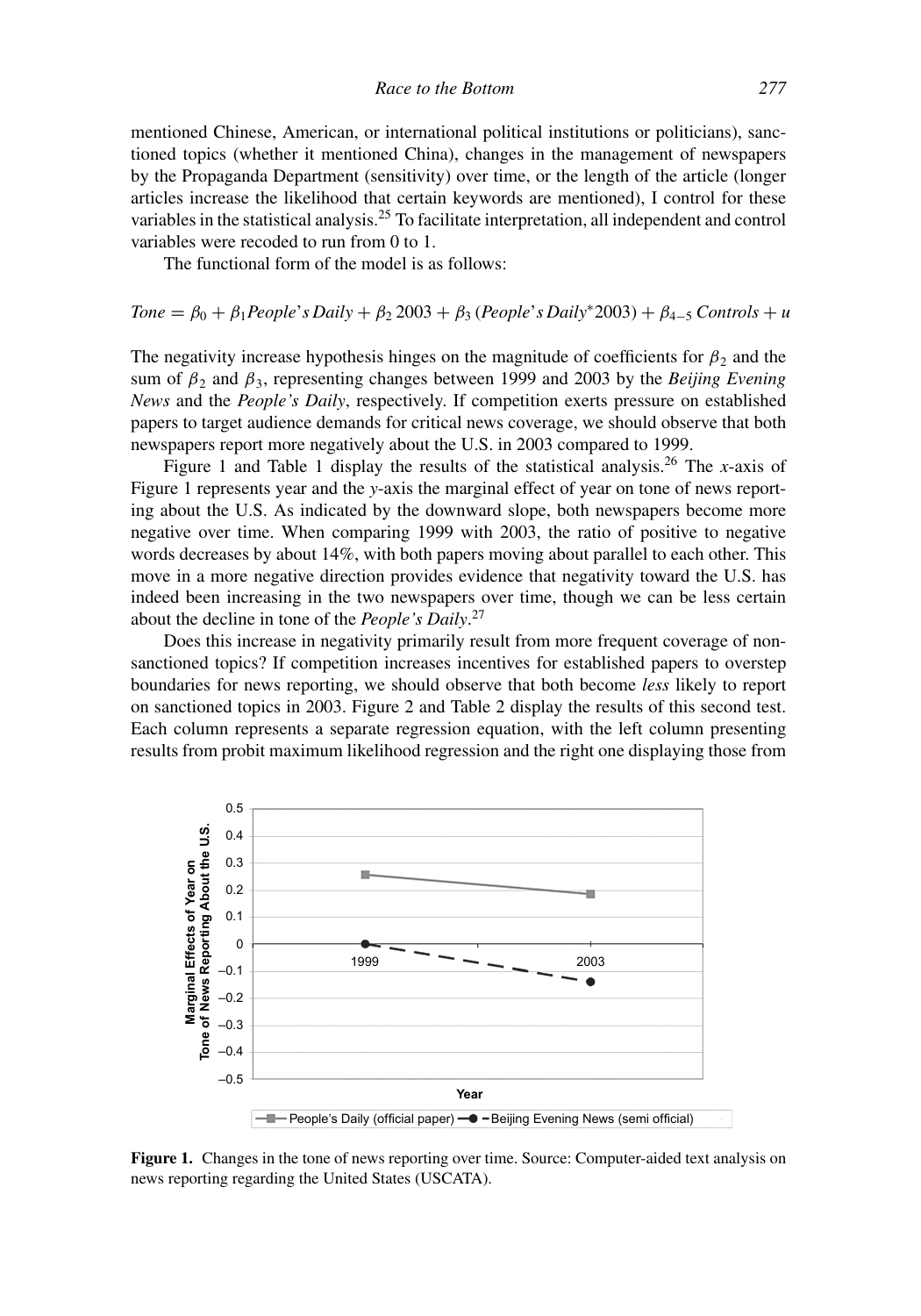mentioned Chinese, American, or international political institutions or politicians), sanctioned topics (whether it mentioned China), changes in the management of newspapers by the Propaganda Department (sensitivity) over time, or the length of the article (longer articles increase the likelihood that certain keywords are mentioned), I control for these variables in the statistical analysis.[25] To facilitate interpretation, all independent and control variables were recoded to run from 0 to 1.

The functional form of the model is as follows:

$$Tone = \beta_0 + \beta_1 People's\,Daily + \beta_2\,2003 + \beta_3\,(People's\,Daily^{*}2003) + \beta_{4-5}\,Controls + u$$

The negativity increase hypothesis hinges on the magnitude of coefficients for $\beta_2$ and the sum of $\beta_2$ and $\beta_3$, representing changes between 1999 and 2003 by the *Beijing Evening News* and the *People's Daily*, respectively. If competition exerts pressure on established papers to target audience demands for critical news coverage, we should observe that both newspapers report more negatively about the U.S. in 2003 compared to 1999.

Figure 1 and Table 1 display the results of the statistical analysis.[26] The *x*-axis of Figure 1 represents year and the *y*-axis the marginal effect of year on tone of news reporting about the U.S. As indicated by the downward slope, both newspapers become more negative over time. When comparing 1999 with 2003, the ratio of positive to negative words decreases by about 14%, with both papers moving about parallel to each other. This move in a more negative direction provides evidence that negativity toward the U.S. has indeed been increasing in the two newspapers over time, though we can be less certain about the decline in tone of the *People's Daily*.[27]

Does this increase in negativity primarily result from more frequent coverage of non-sanctioned topics? If competition increases incentives for established papers to overstep boundaries for news reporting, we should observe that both become *less* likely to report on sanctioned topics in 2003. Figure 2 and Table 2 display the results of this second test. Each column represents a separate regression equation, with the left column presenting results from probit maximum likelihood regression and the right one displaying those from

**Figure 1.** Changes in the tone of news reporting over time. Source: Computer-aided text analysis on news reporting regarding the United States (USCATA).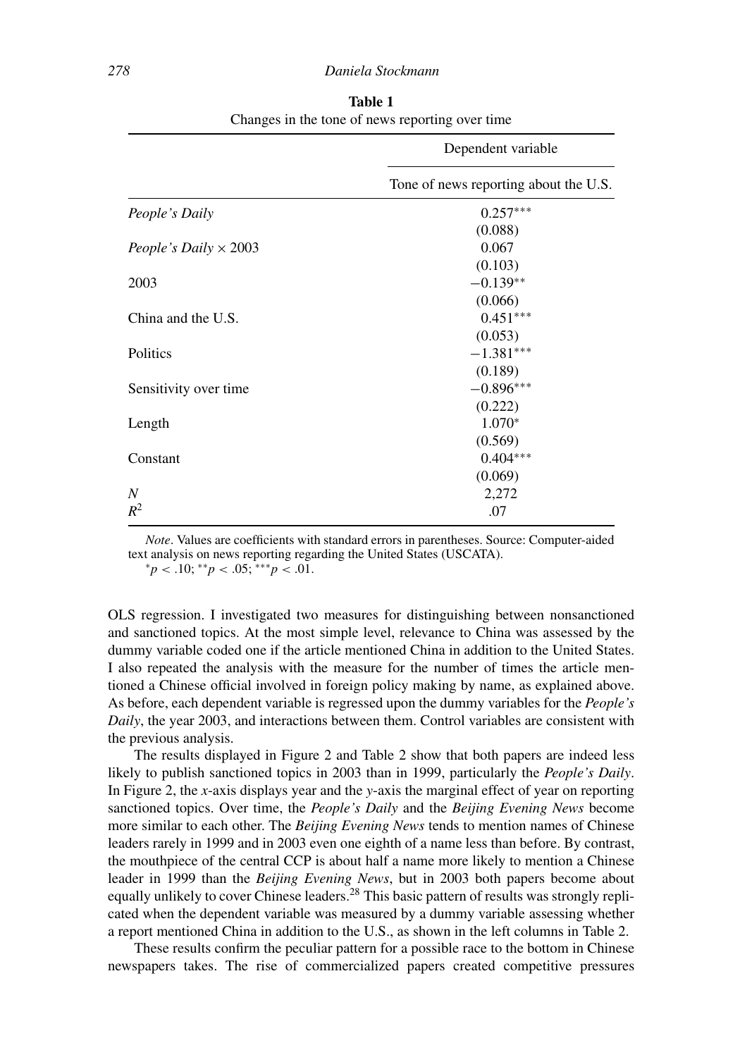**Table 1**
Changes in the tone of news reporting over time

| | Dependent variable |
|---|---|
| | Tone of news reporting about the U.S. |
| *People's Daily* | 0.257*** |
| | (0.088) |
| *People's Daily* × 2003 | 0.067 |
| | (0.103) |
| 2003 | −0.139** |
| | (0.066) |
| China and the U.S. | 0.451*** |
| | (0.053) |
| Politics | −1.381*** |
| | (0.189) |
| Sensitivity over time | −0.896*** |
| | (0.222) |
| Length | 1.070* |
| | (0.569) |
| Constant | 0.404*** |
| | (0.069) |
| $N$ | 2,272 |
| $R^2$ | .07 |

*Note*. Values are coefficients with standard errors in parentheses. Source: Computer-aided text analysis on news reporting regarding the United States (USCATA).
*$p < .10$; **$p < .05$; ***$p < .01$.

OLS regression. I investigated two measures for distinguishing between nonsanctioned and sanctioned topics. At the most simple level, relevance to China was assessed by the dummy variable coded one if the article mentioned China in addition to the United States. I also repeated the analysis with the measure for the number of times the article mentioned a Chinese official involved in foreign policy making by name, as explained above. As before, each dependent variable is regressed upon the dummy variables for the *People's Daily*, the year 2003, and interactions between them. Control variables are consistent with the previous analysis.

The results displayed in Figure 2 and Table 2 show that both papers are indeed less likely to publish sanctioned topics in 2003 than in 1999, particularly the *People's Daily*. In Figure 2, the *x*-axis displays year and the *y*-axis the marginal effect of year on reporting sanctioned topics. Over time, the *People's Daily* and the *Beijing Evening News* become more similar to each other. The *Beijing Evening News* tends to mention names of Chinese leaders rarely in 1999 and in 2003 even one eighth of a name less than before. By contrast, the mouthpiece of the central CCP is about half a name more likely to mention a Chinese leader in 1999 than the *Beijing Evening News*, but in 2003 both papers become about equally unlikely to cover Chinese leaders.[28] This basic pattern of results was strongly replicated when the dependent variable was measured by a dummy variable assessing whether a report mentioned China in addition to the U.S., as shown in the left columns in Table 2.

These results confirm the peculiar pattern for a possible race to the bottom in Chinese newspapers takes. The rise of commercialized papers created competitive pressures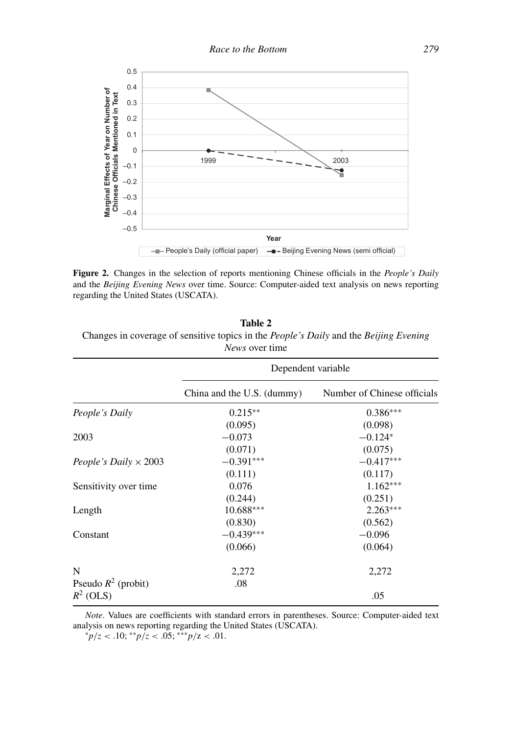**Figure 2.** Changes in the selection of reports mentioning Chinese officials in the *People's Daily* and the *Beijing Evening News* over time. Source: Computer-aided text analysis on news reporting regarding the United States (USCATA).

**Table 2**
Changes in coverage of sensitive topics in the *People's Daily* and the *Beijing Evening News* over time

| | Dependent variable | |
|---|---|---|
| | China and the U.S. (dummy) | Number of Chinese officials |
| *People's Daily* | 0.215** | 0.386*** |
| | (0.095) | (0.098) |
| 2003 | −0.073 | −0.124* |
| | (0.071) | (0.075) |
| *People's Daily* × 2003 | −0.391*** | −0.417*** |
| | (0.111) | (0.117) |
| Sensitivity over time | 0.076 | 1.162*** |
| | (0.244) | (0.251) |
| Length | 10.688*** | 2.263*** |
| | (0.830) | (0.562) |
| Constant | −0.439*** | −0.096 |
| | (0.066) | (0.064) |
| N | 2,272 | 2,272 |
| Pseudo $R^2$ (probit) | .08 | |
| $R^2$ (OLS) | | .05 |

*Note*. Values are coefficients with standard errors in parentheses. Source: Computer-aided text analysis on news reporting regarding the United States (USCATA).

*$p/z < .10$; **$p/z < .05$; ***$p/z < .01$.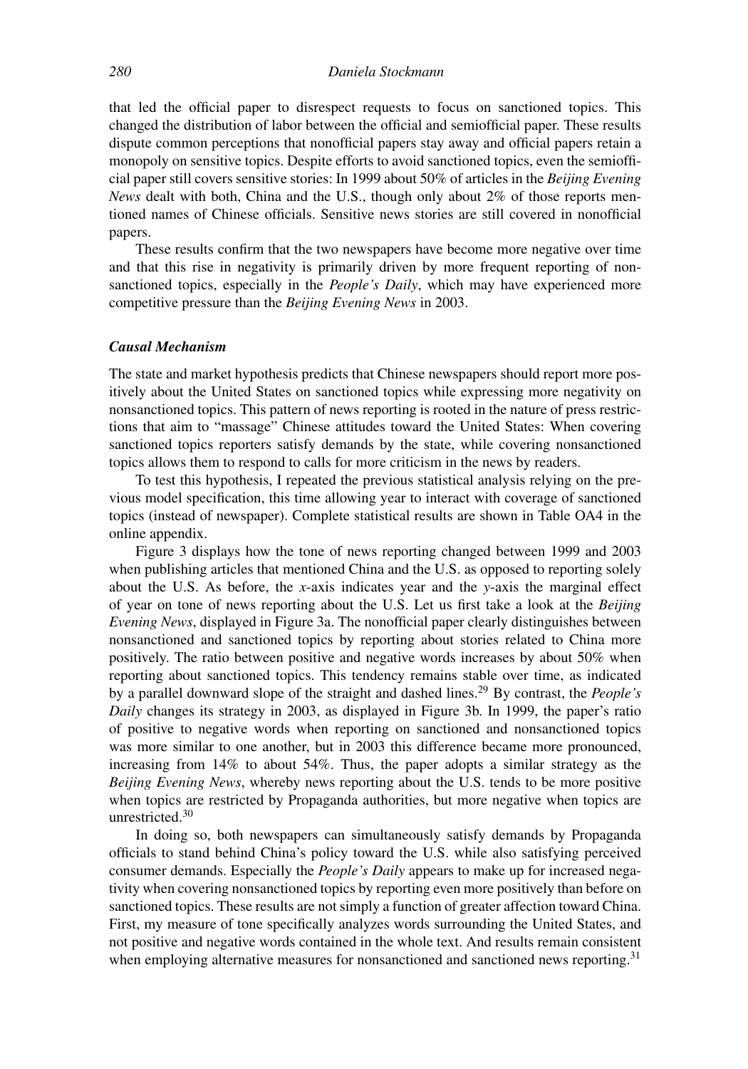that led the official paper to disrespect requests to focus on sanctioned topics. This changed the distribution of labor between the official and semiofficial paper. These results dispute common perceptions that nonofficial papers stay away and official papers retain a monopoly on sensitive topics. Despite efforts to avoid sanctioned topics, even the semiofficial paper still covers sensitive stories: In 1999 about 50% of articles in the *Beijing Evening News* dealt with both, China and the U.S., though only about 2% of those reports mentioned names of Chinese officials. Sensitive news stories are still covered in nonofficial papers.

These results confirm that the two newspapers have become more negative over time and that this rise in negativity is primarily driven by more frequent reporting of nonsanctioned topics, especially in the *People's Daily*, which may have experienced more competitive pressure than the *Beijing Evening News* in 2003.

### *Causal Mechanism*

The state and market hypothesis predicts that Chinese newspapers should report more positively about the United States on sanctioned topics while expressing more negativity on nonsanctioned topics. This pattern of news reporting is rooted in the nature of press restrictions that aim to "massage" Chinese attitudes toward the United States: When covering sanctioned topics reporters satisfy demands by the state, while covering nonsanctioned topics allows them to respond to calls for more criticism in the news by readers.

To test this hypothesis, I repeated the previous statistical analysis relying on the previous model specification, this time allowing year to interact with coverage of sanctioned topics (instead of newspaper). Complete statistical results are shown in Table OA4 in the online appendix.

Figure 3 displays how the tone of news reporting changed between 1999 and 2003 when publishing articles that mentioned China and the U.S. as opposed to reporting solely about the U.S. As before, the *x*-axis indicates year and the *y*-axis the marginal effect of year on tone of news reporting about the U.S. Let us first take a look at the *Beijing Evening News*, displayed in Figure 3a. The nonofficial paper clearly distinguishes between nonsanctioned and sanctioned topics by reporting about stories related to China more positively. The ratio between positive and negative words increases by about 50% when reporting about sanctioned topics. This tendency remains stable over time, as indicated by a parallel downward slope of the straight and dashed lines.[29] By contrast, the *People's Daily* changes its strategy in 2003, as displayed in Figure 3b. In 1999, the paper's ratio of positive to negative words when reporting on sanctioned and nonsanctioned topics was more similar to one another, but in 2003 this difference became more pronounced, increasing from 14% to about 54%. Thus, the paper adopts a similar strategy as the *Beijing Evening News*, whereby news reporting about the U.S. tends to be more positive when topics are restricted by Propaganda authorities, but more negative when topics are unrestricted.[30]

In doing so, both newspapers can simultaneously satisfy demands by Propaganda officials to stand behind China's policy toward the U.S. while also satisfying perceived consumer demands. Especially the *People's Daily* appears to make up for increased negativity when covering nonsanctioned topics by reporting even more positively than before on sanctioned topics. These results are not simply a function of greater affection toward China. First, my measure of tone specifically analyzes words surrounding the United States, and not positive and negative words contained in the whole text. And results remain consistent when employing alternative measures for nonsanctioned and sanctioned news reporting.[31]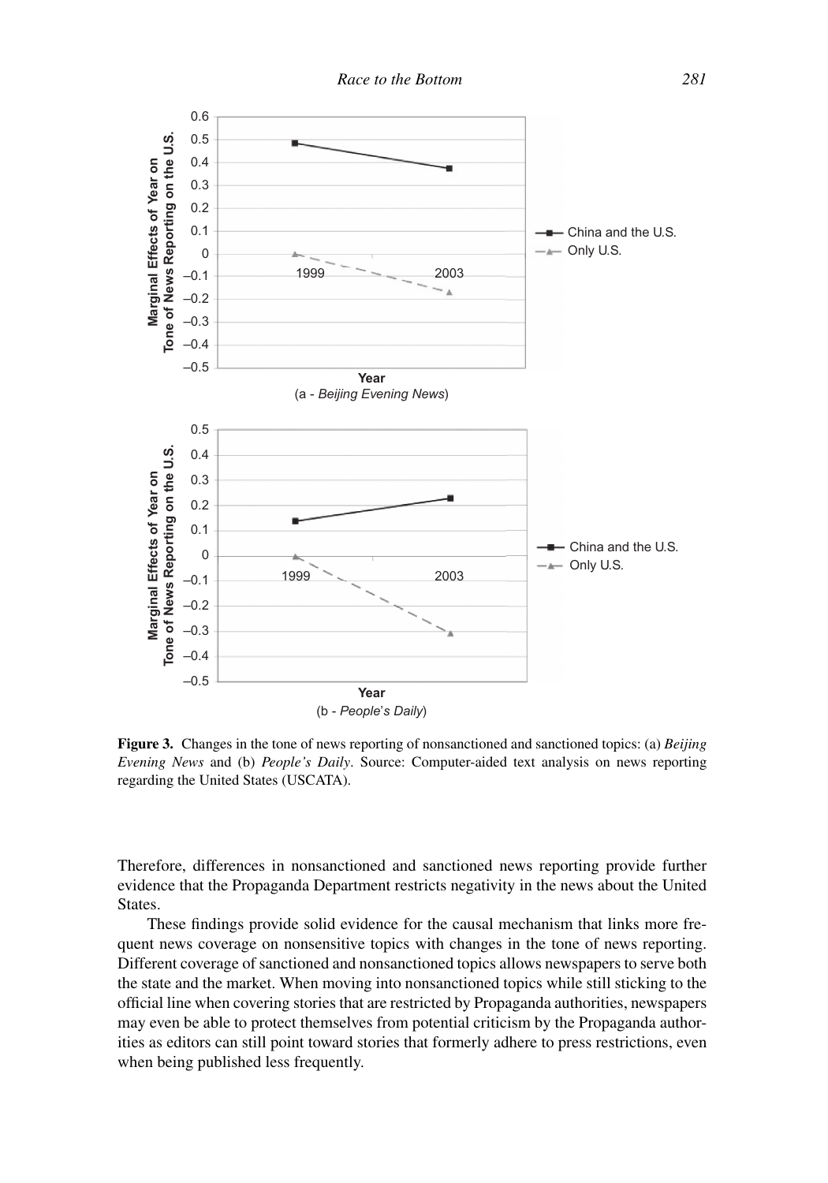**Figure 3.** Changes in the tone of news reporting of nonsanctioned and sanctioned topics: (a) *Beijing Evening News* and (b) *People's Daily*. Source: Computer-aided text analysis on news reporting regarding the United States (USCATA).

Therefore, differences in nonsanctioned and sanctioned news reporting provide further evidence that the Propaganda Department restricts negativity in the news about the United States.

These findings provide solid evidence for the causal mechanism that links more frequent news coverage on nonsensitive topics with changes in the tone of news reporting. Different coverage of sanctioned and nonsanctioned topics allows newspapers to serve both the state and the market. When moving into nonsanctioned topics while still sticking to the official line when covering stories that are restricted by Propaganda authorities, newspapers may even be able to protect themselves from potential criticism by the Propaganda authorities as editors can still point toward stories that formerly adhere to press restrictions, even when being published less frequently.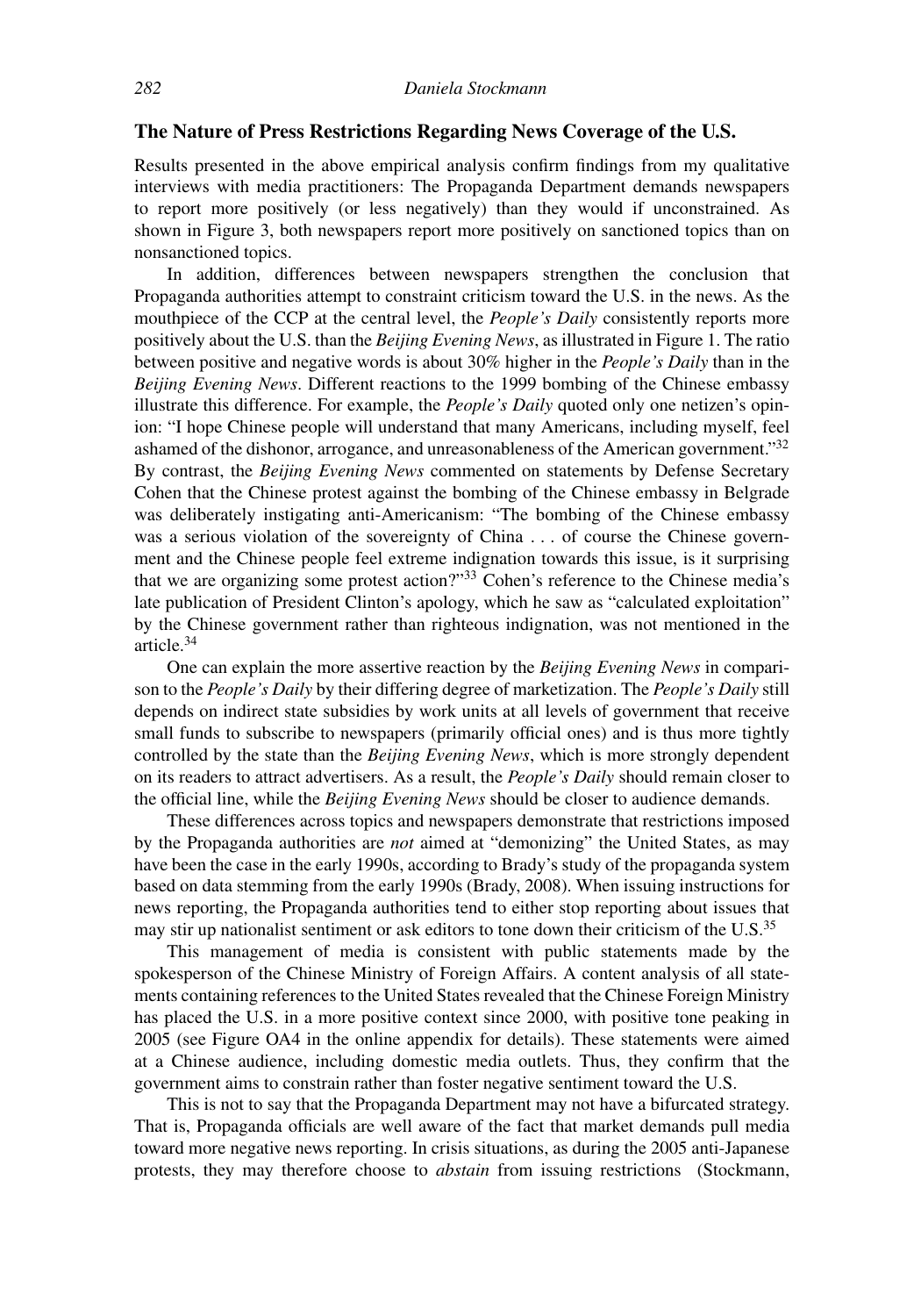## The Nature of Press Restrictions Regarding News Coverage of the U.S.

Results presented in the above empirical analysis confirm findings from my qualitative interviews with media practitioners: The Propaganda Department demands newspapers to report more positively (or less negatively) than they would if unconstrained. As shown in Figure 3, both newspapers report more positively on sanctioned topics than on nonsanctioned topics.

In addition, differences between newspapers strengthen the conclusion that Propaganda authorities attempt to constraint criticism toward the U.S. in the news. As the mouthpiece of the CCP at the central level, the *People's Daily* consistently reports more positively about the U.S. than the *Beijing Evening News*, as illustrated in Figure 1. The ratio between positive and negative words is about 30% higher in the *People's Daily* than in the *Beijing Evening News*. Different reactions to the 1999 bombing of the Chinese embassy illustrate this difference. For example, the *People's Daily* quoted only one netizen's opinion: "I hope Chinese people will understand that many Americans, including myself, feel ashamed of the dishonor, arrogance, and unreasonableness of the American government."[32] By contrast, the *Beijing Evening News* commented on statements by Defense Secretary Cohen that the Chinese protest against the bombing of the Chinese embassy in Belgrade was deliberately instigating anti-Americanism: "The bombing of the Chinese embassy was a serious violation of the sovereignty of China . . . of course the Chinese government and the Chinese people feel extreme indignation towards this issue, is it surprising that we are organizing some protest action?"[33] Cohen's reference to the Chinese media's late publication of President Clinton's apology, which he saw as "calculated exploitation" by the Chinese government rather than righteous indignation, was not mentioned in the article.[34]

One can explain the more assertive reaction by the *Beijing Evening News* in comparison to the *People's Daily* by their differing degree of marketization. The *People's Daily* still depends on indirect state subsidies by work units at all levels of government that receive small funds to subscribe to newspapers (primarily official ones) and is thus more tightly controlled by the state than the *Beijing Evening News*, which is more strongly dependent on its readers to attract advertisers. As a result, the *People's Daily* should remain closer to the official line, while the *Beijing Evening News* should be closer to audience demands.

These differences across topics and newspapers demonstrate that restrictions imposed by the Propaganda authorities are *not* aimed at "demonizing" the United States, as may have been the case in the early 1990s, according to Brady's study of the propaganda system based on data stemming from the early 1990s (Brady, 2008). When issuing instructions for news reporting, the Propaganda authorities tend to either stop reporting about issues that may stir up nationalist sentiment or ask editors to tone down their criticism of the U.S.[35]

This management of media is consistent with public statements made by the spokesperson of the Chinese Ministry of Foreign Affairs. A content analysis of all statements containing references to the United States revealed that the Chinese Foreign Ministry has placed the U.S. in a more positive context since 2000, with positive tone peaking in 2005 (see Figure OA4 in the online appendix for details). These statements were aimed at a Chinese audience, including domestic media outlets. Thus, they confirm that the government aims to constrain rather than foster negative sentiment toward the U.S.

This is not to say that the Propaganda Department may not have a bifurcated strategy. That is, Propaganda officials are well aware of the fact that market demands pull media toward more negative news reporting. In crisis situations, as during the 2005 anti-Japanese protests, they may therefore choose to *abstain* from issuing restrictions (Stockmann,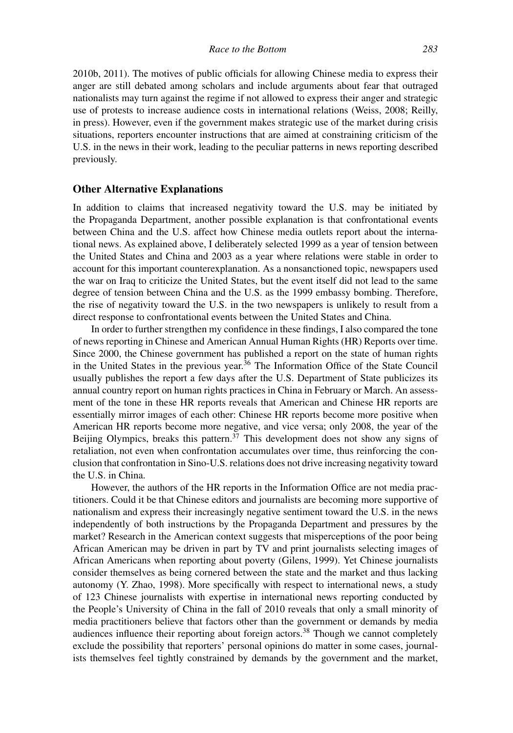2010b, 2011). The motives of public officials for allowing Chinese media to express their anger are still debated among scholars and include arguments about fear that outraged nationalists may turn against the regime if not allowed to express their anger and strategic use of protests to increase audience costs in international relations (Weiss, 2008; Reilly, in press). However, even if the government makes strategic use of the market during crisis situations, reporters encounter instructions that are aimed at constraining criticism of the U.S. in the news in their work, leading to the peculiar patterns in news reporting described previously.

## Other Alternative Explanations

In addition to claims that increased negativity toward the U.S. may be initiated by the Propaganda Department, another possible explanation is that confrontational events between China and the U.S. affect how Chinese media outlets report about the international news. As explained above, I deliberately selected 1999 as a year of tension between the United States and China and 2003 as a year where relations were stable in order to account for this important counterexplanation. As a nonsanctioned topic, newspapers used the war on Iraq to criticize the United States, but the event itself did not lead to the same degree of tension between China and the U.S. as the 1999 embassy bombing. Therefore, the rise of negativity toward the U.S. in the two newspapers is unlikely to result from a direct response to confrontational events between the United States and China.

In order to further strengthen my confidence in these findings, I also compared the tone of news reporting in Chinese and American Annual Human Rights (HR) Reports over time. Since 2000, the Chinese government has published a report on the state of human rights in the United States in the previous year.[36] The Information Office of the State Council usually publishes the report a few days after the U.S. Department of State publicizes its annual country report on human rights practices in China in February or March. An assessment of the tone in these HR reports reveals that American and Chinese HR reports are essentially mirror images of each other: Chinese HR reports become more positive when American HR reports become more negative, and vice versa; only 2008, the year of the Beijing Olympics, breaks this pattern.[37] This development does not show any signs of retaliation, not even when confrontation accumulates over time, thus reinforcing the conclusion that confrontation in Sino-U.S. relations does not drive increasing negativity toward the U.S. in China.

However, the authors of the HR reports in the Information Office are not media practitioners. Could it be that Chinese editors and journalists are becoming more supportive of nationalism and express their increasingly negative sentiment toward the U.S. in the news independently of both instructions by the Propaganda Department and pressures by the market? Research in the American context suggests that misperceptions of the poor being African American may be driven in part by TV and print journalists selecting images of African Americans when reporting about poverty (Gilens, 1999). Yet Chinese journalists consider themselves as being cornered between the state and the market and thus lacking autonomy (Y. Zhao, 1998). More specifically with respect to international news, a study of 123 Chinese journalists with expertise in international news reporting conducted by the People's University of China in the fall of 2010 reveals that only a small minority of media practitioners believe that factors other than the government or demands by media audiences influence their reporting about foreign actors.[38] Though we cannot completely exclude the possibility that reporters' personal opinions do matter in some cases, journalists themselves feel tightly constrained by demands by the government and the market,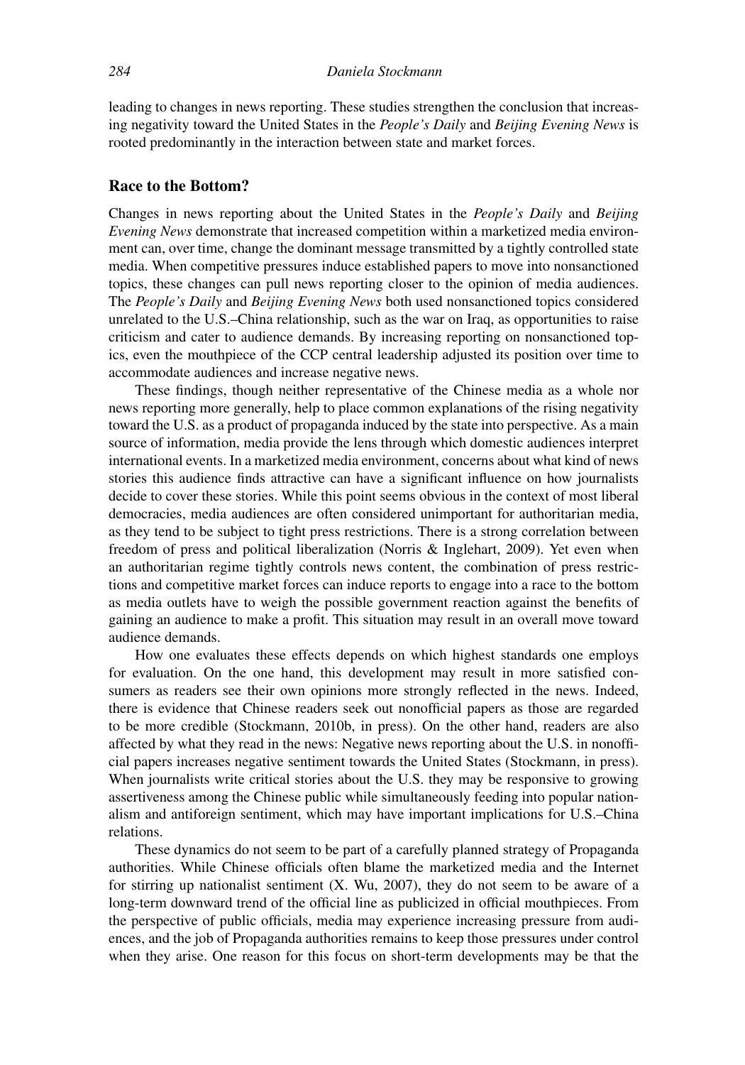leading to changes in news reporting. These studies strengthen the conclusion that increasing negativity toward the United States in the *People's Daily* and *Beijing Evening News* is rooted predominantly in the interaction between state and market forces.

## Race to the Bottom?

Changes in news reporting about the United States in the *People's Daily* and *Beijing Evening News* demonstrate that increased competition within a marketized media environment can, over time, change the dominant message transmitted by a tightly controlled state media. When competitive pressures induce established papers to move into nonsanctioned topics, these changes can pull news reporting closer to the opinion of media audiences. The *People's Daily* and *Beijing Evening News* both used nonsanctioned topics considered unrelated to the U.S.–China relationship, such as the war on Iraq, as opportunities to raise criticism and cater to audience demands. By increasing reporting on nonsanctioned topics, even the mouthpiece of the CCP central leadership adjusted its position over time to accommodate audiences and increase negative news.

These findings, though neither representative of the Chinese media as a whole nor news reporting more generally, help to place common explanations of the rising negativity toward the U.S. as a product of propaganda induced by the state into perspective. As a main source of information, media provide the lens through which domestic audiences interpret international events. In a marketized media environment, concerns about what kind of news stories this audience finds attractive can have a significant influence on how journalists decide to cover these stories. While this point seems obvious in the context of most liberal democracies, media audiences are often considered unimportant for authoritarian media, as they tend to be subject to tight press restrictions. There is a strong correlation between freedom of press and political liberalization (Norris & Inglehart, 2009). Yet even when an authoritarian regime tightly controls news content, the combination of press restrictions and competitive market forces can induce reports to engage into a race to the bottom as media outlets have to weigh the possible government reaction against the benefits of gaining an audience to make a profit. This situation may result in an overall move toward audience demands.

How one evaluates these effects depends on which highest standards one employs for evaluation. On the one hand, this development may result in more satisfied consumers as readers see their own opinions more strongly reflected in the news. Indeed, there is evidence that Chinese readers seek out nonofficial papers as those are regarded to be more credible (Stockmann, 2010b, in press). On the other hand, readers are also affected by what they read in the news: Negative news reporting about the U.S. in nonofficial papers increases negative sentiment towards the United States (Stockmann, in press). When journalists write critical stories about the U.S. they may be responsive to growing assertiveness among the Chinese public while simultaneously feeding into popular nationalism and antiforeign sentiment, which may have important implications for U.S.–China relations.

These dynamics do not seem to be part of a carefully planned strategy of Propaganda authorities. While Chinese officials often blame the marketized media and the Internet for stirring up nationalist sentiment (X. Wu, 2007), they do not seem to be aware of a long-term downward trend of the official line as publicized in official mouthpieces. From the perspective of public officials, media may experience increasing pressure from audiences, and the job of Propaganda authorities remains to keep those pressures under control when they arise. One reason for this focus on short-term developments may be that the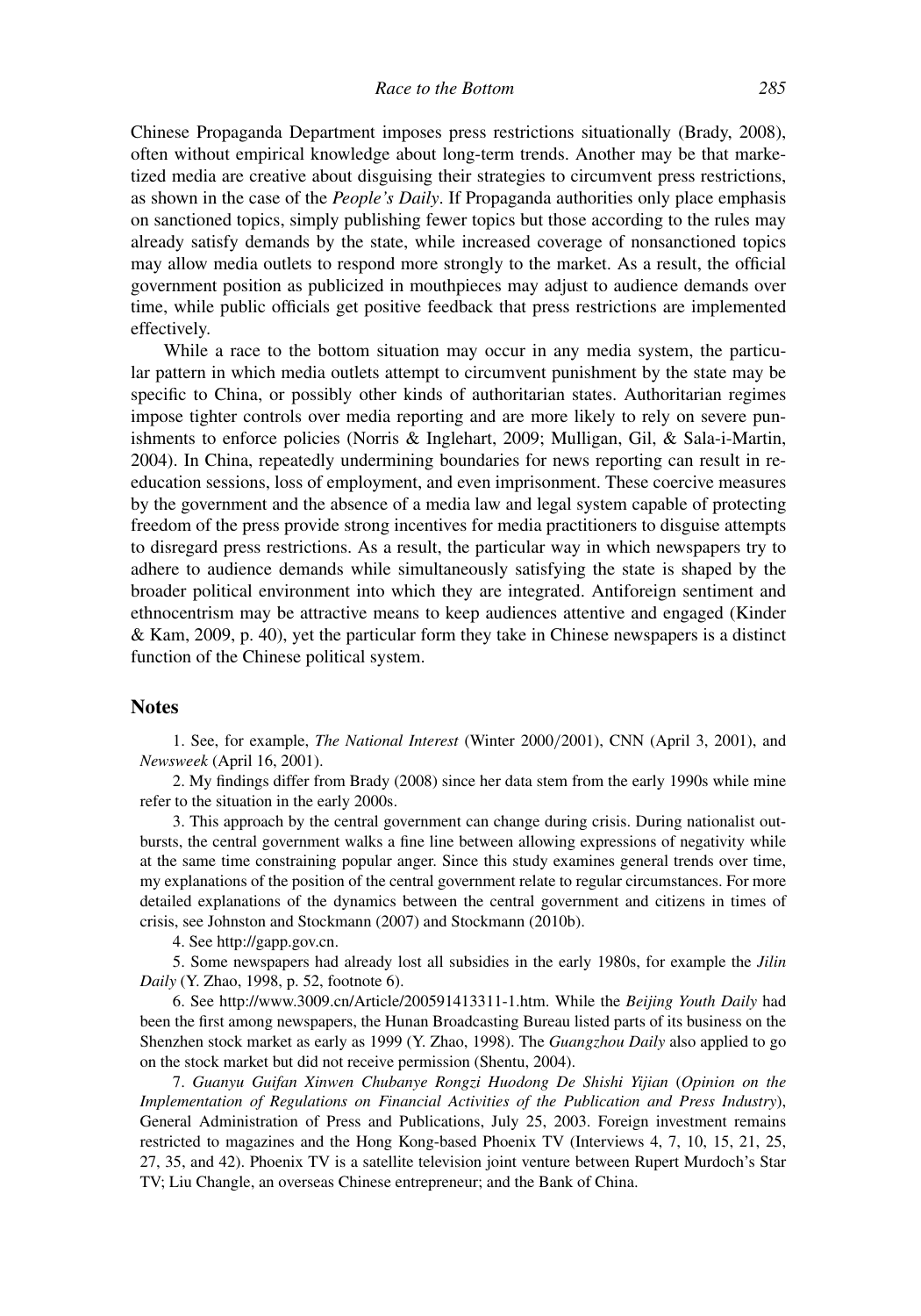Chinese Propaganda Department imposes press restrictions situationally (Brady, 2008), often without empirical knowledge about long-term trends. Another may be that marketized media are creative about disguising their strategies to circumvent press restrictions, as shown in the case of the *People's Daily*. If Propaganda authorities only place emphasis on sanctioned topics, simply publishing fewer topics but those according to the rules may already satisfy demands by the state, while increased coverage of nonsanctioned topics may allow media outlets to respond more strongly to the market. As a result, the official government position as publicized in mouthpieces may adjust to audience demands over time, while public officials get positive feedback that press restrictions are implemented effectively.

While a race to the bottom situation may occur in any media system, the particular pattern in which media outlets attempt to circumvent punishment by the state may be specific to China, or possibly other kinds of authoritarian states. Authoritarian regimes impose tighter controls over media reporting and are more likely to rely on severe punishments to enforce policies (Norris & Inglehart, 2009; Mulligan, Gil, & Sala-i-Martin, 2004). In China, repeatedly undermining boundaries for news reporting can result in reeducation sessions, loss of employment, and even imprisonment. These coercive measures by the government and the absence of a media law and legal system capable of protecting freedom of the press provide strong incentives for media practitioners to disguise attempts to disregard press restrictions. As a result, the particular way in which newspapers try to adhere to audience demands while simultaneously satisfying the state is shaped by the broader political environment into which they are integrated. Antiforeign sentiment and ethnocentrism may be attractive means to keep audiences attentive and engaged (Kinder & Kam, 2009, p. 40), yet the particular form they take in Chinese newspapers is a distinct function of the Chinese political system.

## Notes

1. See, for example, *The National Interest* (Winter 2000/2001), CNN (April 3, 2001), and *Newsweek* (April 16, 2001).

2. My findings differ from Brady (2008) since her data stem from the early 1990s while mine refer to the situation in the early 2000s.

3. This approach by the central government can change during crisis. During nationalist outbursts, the central government walks a fine line between allowing expressions of negativity while at the same time constraining popular anger. Since this study examines general trends over time, my explanations of the position of the central government relate to regular circumstances. For more detailed explanations of the dynamics between the central government and citizens in times of crisis, see Johnston and Stockmann (2007) and Stockmann (2010b).

4. See http://gapp.gov.cn.

5. Some newspapers had already lost all subsidies in the early 1980s, for example the *Jilin Daily* (Y. Zhao, 1998, p. 52, footnote 6).

6. See http://www.3009.cn/Article/200591413311-1.htm. While the *Beijing Youth Daily* had been the first among newspapers, the Hunan Broadcasting Bureau listed parts of its business on the Shenzhen stock market as early as 1999 (Y. Zhao, 1998). The *Guangzhou Daily* also applied to go on the stock market but did not receive permission (Shentu, 2004).

7. *Guanyu Guifan Xinwen Chubanye Rongzi Huodong De Shishi Yijian* (*Opinion on the Implementation of Regulations on Financial Activities of the Publication and Press Industry*), General Administration of Press and Publications, July 25, 2003. Foreign investment remains restricted to magazines and the Hong Kong-based Phoenix TV (Interviews 4, 7, 10, 15, 21, 25, 27, 35, and 42). Phoenix TV is a satellite television joint venture between Rupert Murdoch's Star TV; Liu Changle, an overseas Chinese entrepreneur; and the Bank of China.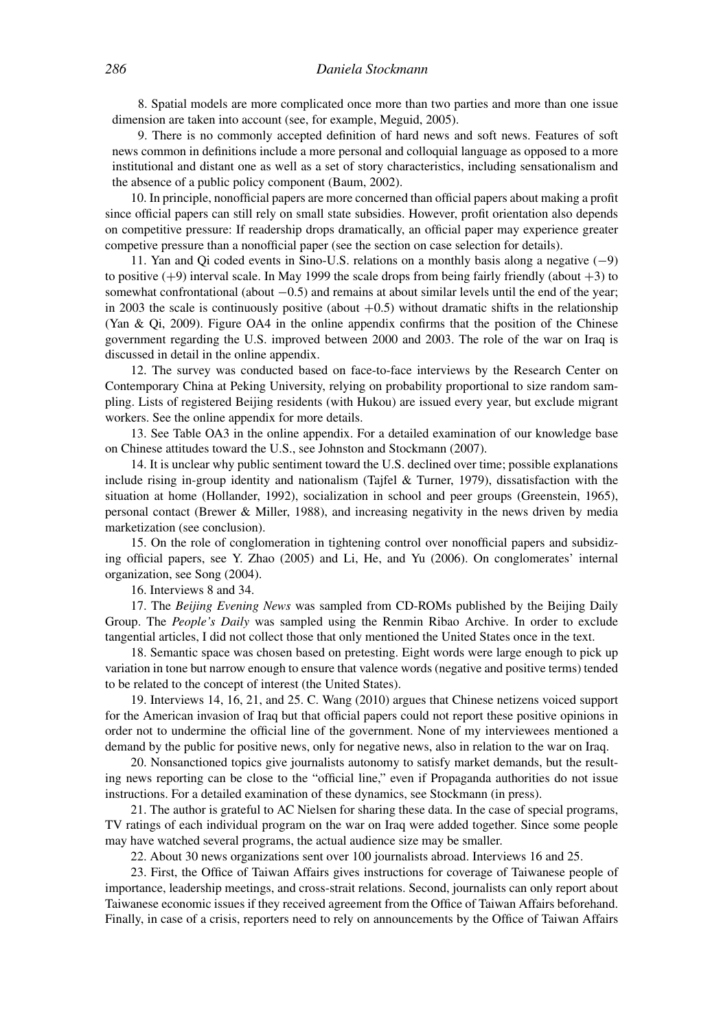8. Spatial models are more complicated once more than two parties and more than one issue dimension are taken into account (see, for example, Meguid, 2005).

9. There is no commonly accepted definition of hard news and soft news. Features of soft news common in definitions include a more personal and colloquial language as opposed to a more institutional and distant one as well as a set of story characteristics, including sensationalism and the absence of a public policy component (Baum, 2002).

10. In principle, nonofficial papers are more concerned than official papers about making a profit since official papers can still rely on small state subsidies. However, profit orientation also depends on competitive pressure: If readership drops dramatically, an official paper may experience greater competive pressure than a nonofficial paper (see the section on case selection for details).

11. Yan and Qi coded events in Sino-U.S. relations on a monthly basis along a negative ($-9$) to positive ($+9$) interval scale. In May 1999 the scale drops from being fairly friendly (about $+3$) to somewhat confrontational (about $-0.5$) and remains at about similar levels until the end of the year; in 2003 the scale is continuously positive (about $+0.5$) without dramatic shifts in the relationship (Yan & Qi, 2009). Figure OA4 in the online appendix confirms that the position of the Chinese government regarding the U.S. improved between 2000 and 2003. The role of the war on Iraq is discussed in detail in the online appendix.

12. The survey was conducted based on face-to-face interviews by the Research Center on Contemporary China at Peking University, relying on probability proportional to size random sampling. Lists of registered Beijing residents (with Hukou) are issued every year, but exclude migrant workers. See the online appendix for more details.

13. See Table OA3 in the online appendix. For a detailed examination of our knowledge base on Chinese attitudes toward the U.S., see Johnston and Stockmann (2007).

14. It is unclear why public sentiment toward the U.S. declined over time; possible explanations include rising in-group identity and nationalism (Tajfel & Turner, 1979), dissatisfaction with the situation at home (Hollander, 1992), socialization in school and peer groups (Greenstein, 1965), personal contact (Brewer & Miller, 1988), and increasing negativity in the news driven by media marketization (see conclusion).

15. On the role of conglomeration in tightening control over nonofficial papers and subsidizing official papers, see Y. Zhao (2005) and Li, He, and Yu (2006). On conglomerates' internal organization, see Song (2004).

16. Interviews 8 and 34.

17. The *Beijing Evening News* was sampled from CD-ROMs published by the Beijing Daily Group. The *People's Daily* was sampled using the Renmin Ribao Archive. In order to exclude tangential articles, I did not collect those that only mentioned the United States once in the text.

18. Semantic space was chosen based on pretesting. Eight words were large enough to pick up variation in tone but narrow enough to ensure that valence words (negative and positive terms) tended to be related to the concept of interest (the United States).

19. Interviews 14, 16, 21, and 25. C. Wang (2010) argues that Chinese netizens voiced support for the American invasion of Iraq but that official papers could not report these positive opinions in order not to undermine the official line of the government. None of my interviewees mentioned a demand by the public for positive news, only for negative news, also in relation to the war on Iraq.

20. Nonsanctioned topics give journalists autonomy to satisfy market demands, but the resulting news reporting can be close to the "official line," even if Propaganda authorities do not issue instructions. For a detailed examination of these dynamics, see Stockmann (in press).

21. The author is grateful to AC Nielsen for sharing these data. In the case of special programs, TV ratings of each individual program on the war on Iraq were added together. Since some people may have watched several programs, the actual audience size may be smaller.

22. About 30 news organizations sent over 100 journalists abroad. Interviews 16 and 25.

23. First, the Office of Taiwan Affairs gives instructions for coverage of Taiwanese people of importance, leadership meetings, and cross-strait relations. Second, journalists can only report about Taiwanese economic issues if they received agreement from the Office of Taiwan Affairs beforehand. Finally, in case of a crisis, reporters need to rely on announcements by the Office of Taiwan Affairs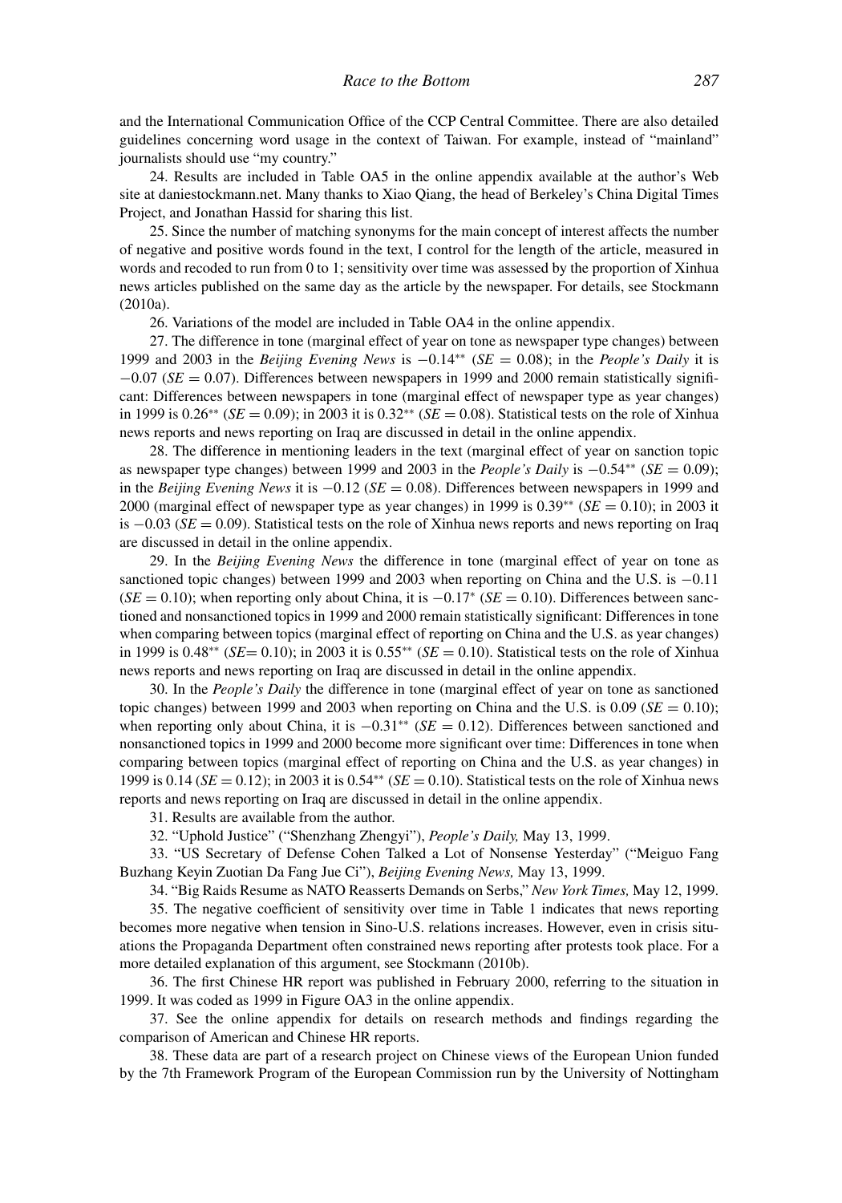and the International Communication Office of the CCP Central Committee. There are also detailed guidelines concerning word usage in the context of Taiwan. For example, instead of "mainland" journalists should use "my country."

24. Results are included in Table OA5 in the online appendix available at the author's Web site at daniestockmann.net. Many thanks to Xiao Qiang, the head of Berkeley's China Digital Times Project, and Jonathan Hassid for sharing this list.

25. Since the number of matching synonyms for the main concept of interest affects the number of negative and positive words found in the text, I control for the length of the article, measured in words and recoded to run from 0 to 1; sensitivity over time was assessed by the proportion of Xinhua news articles published on the same day as the article by the newspaper. For details, see Stockmann (2010a).

26. Variations of the model are included in Table OA4 in the online appendix.

27. The difference in tone (marginal effect of year on tone as newspaper type changes) between 1999 and 2003 in the *Beijing Evening News* is $-0.14^{**}$ ($SE = 0.08$); in the *People's Daily* it is $-0.07$ ($SE = 0.07$). Differences between newspapers in 1999 and 2000 remain statistically significant: Differences between newspapers in tone (marginal effect of newspaper type as year changes) in 1999 is $0.26^{**}$ ($SE = 0.09$); in 2003 it is $0.32^{**}$ ($SE = 0.08$). Statistical tests on the role of Xinhua news reports and news reporting on Iraq are discussed in detail in the online appendix.

28. The difference in mentioning leaders in the text (marginal effect of year on sanction topic as newspaper type changes) between 1999 and 2003 in the *People's Daily* is $-0.54^{**}$ ($SE = 0.09$); in the *Beijing Evening News* it is $-0.12$ ($SE = 0.08$). Differences between newspapers in 1999 and 2000 (marginal effect of newspaper type as year changes) in 1999 is $0.39^{**}$ ($SE = 0.10$); in 2003 it is $-0.03$ ($SE = 0.09$). Statistical tests on the role of Xinhua news reports and news reporting on Iraq are discussed in detail in the online appendix.

29. In the *Beijing Evening News* the difference in tone (marginal effect of year on tone as sanctioned topic changes) between 1999 and 2003 when reporting on China and the U.S. is $-0.11$ ($SE = 0.10$); when reporting only about China, it is $-0.17^{*}$ ($SE = 0.10$). Differences between sanctioned and nonsanctioned topics in 1999 and 2000 remain statistically significant: Differences in tone when comparing between topics (marginal effect of reporting on China and the U.S. as year changes) in 1999 is $0.48^{**}$ ($SE= 0.10$); in 2003 it is $0.55^{**}$ ($SE = 0.10$). Statistical tests on the role of Xinhua news reports and news reporting on Iraq are discussed in detail in the online appendix.

30. In the *People's Daily* the difference in tone (marginal effect of year on tone as sanctioned topic changes) between 1999 and 2003 when reporting on China and the U.S. is $0.09$ ($SE = 0.10$); when reporting only about China, it is $-0.31^{**}$ ($SE = 0.12$). Differences between sanctioned and nonsanctioned topics in 1999 and 2000 become more significant over time: Differences in tone when comparing between topics (marginal effect of reporting on China and the U.S. as year changes) in 1999 is $0.14$ ($SE = 0.12$); in 2003 it is $0.54^{**}$ ($SE = 0.10$). Statistical tests on the role of Xinhua news reports and news reporting on Iraq are discussed in detail in the online appendix.

31. Results are available from the author.

32. "Uphold Justice" ("Shenzhang Zhengyi"), *People's Daily,* May 13, 1999.

33. "US Secretary of Defense Cohen Talked a Lot of Nonsense Yesterday" ("Meiguo Fang Buzhang Keyin Zuotian Da Fang Jue Ci"), *Beijing Evening News,* May 13, 1999.

34. "Big Raids Resume as NATO Reasserts Demands on Serbs," *New York Times,* May 12, 1999.

35. The negative coefficient of sensitivity over time in Table 1 indicates that news reporting becomes more negative when tension in Sino-U.S. relations increases. However, even in crisis situations the Propaganda Department often constrained news reporting after protests took place. For a more detailed explanation of this argument, see Stockmann (2010b).

36. The first Chinese HR report was published in February 2000, referring to the situation in 1999. It was coded as 1999 in Figure OA3 in the online appendix.

37. See the online appendix for details on research methods and findings regarding the comparison of American and Chinese HR reports.

38. These data are part of a research project on Chinese views of the European Union funded by the 7th Framework Program of the European Commission run by the University of Nottingham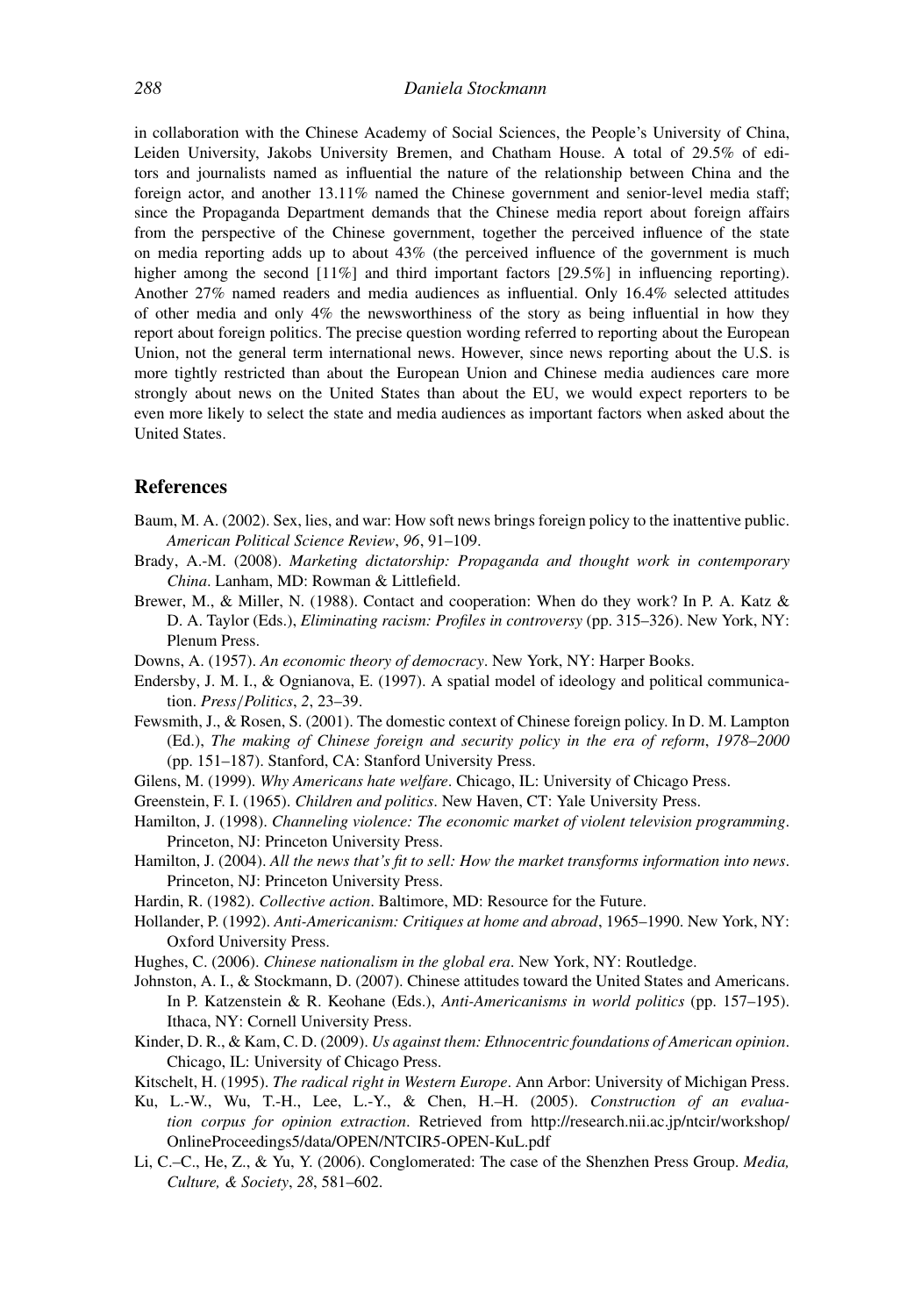in collaboration with the Chinese Academy of Social Sciences, the People's University of China, Leiden University, Jakobs University Bremen, and Chatham House. A total of 29.5% of editors and journalists named as influential the nature of the relationship between China and the foreign actor, and another 13.11% named the Chinese government and senior-level media staff; since the Propaganda Department demands that the Chinese media report about foreign affairs from the perspective of the Chinese government, together the perceived influence of the state on media reporting adds up to about 43% (the perceived influence of the government is much higher among the second [11%] and third important factors [29.5%] in influencing reporting). Another 27% named readers and media audiences as influential. Only 16.4% selected attitudes of other media and only 4% the newsworthiness of the story as being influential in how they report about foreign politics. The precise question wording referred to reporting about the European Union, not the general term international news. However, since news reporting about the U.S. is more tightly restricted than about the European Union and Chinese media audiences care more strongly about news on the United States than about the EU, we would expect reporters to be even more likely to select the state and media audiences as important factors when asked about the United States.

## References

Baum, M. A. (2002). Sex, lies, and war: How soft news brings foreign policy to the inattentive public. *American Political Science Review*, *96*, 91–109.

Brady, A.-M. (2008). *Marketing dictatorship: Propaganda and thought work in contemporary China*. Lanham, MD: Rowman & Littlefield.

Brewer, M., & Miller, N. (1988). Contact and cooperation: When do they work? In P. A. Katz & D. A. Taylor (Eds.), *Eliminating racism: Profiles in controversy* (pp. 315–326). New York, NY: Plenum Press.

Downs, A. (1957). *An economic theory of democracy*. New York, NY: Harper Books.

Endersby, J. M. I., & Ognianova, E. (1997). A spatial model of ideology and political communication. *Press/Politics*, *2*, 23–39.

Fewsmith, J., & Rosen, S. (2001). The domestic context of Chinese foreign policy. In D. M. Lampton (Ed.), *The making of Chinese foreign and security policy in the era of reform, 1978–2000* (pp. 151–187). Stanford, CA: Stanford University Press.

Gilens, M. (1999). *Why Americans hate welfare*. Chicago, IL: University of Chicago Press.

Greenstein, F. I. (1965). *Children and politics*. New Haven, CT: Yale University Press.

Hamilton, J. (1998). *Channeling violence: The economic market of violent television programming*. Princeton, NJ: Princeton University Press.

Hamilton, J. (2004). *All the news that's fit to sell: How the market transforms information into news*. Princeton, NJ: Princeton University Press.

Hardin, R. (1982). *Collective action*. Baltimore, MD: Resource for the Future.

Hollander, P. (1992). *Anti-Americanism: Critiques at home and abroad*, 1965–1990. New York, NY: Oxford University Press.

Hughes, C. (2006). *Chinese nationalism in the global era*. New York, NY: Routledge.

Johnston, A. I., & Stockmann, D. (2007). Chinese attitudes toward the United States and Americans. In P. Katzenstein & R. Keohane (Eds.), *Anti-Americanisms in world politics* (pp. 157–195). Ithaca, NY: Cornell University Press.

Kinder, D. R., & Kam, C. D. (2009). *Us against them: Ethnocentric foundations of American opinion*. Chicago, IL: University of Chicago Press.

Kitschelt, H. (1995). *The radical right in Western Europe*. Ann Arbor: University of Michigan Press.

Ku, L.-W., Wu, T.-H., Lee, L.-Y., & Chen, H.–H. (2005). *Construction of an evaluation corpus for opinion extraction*. Retrieved from http://research.nii.ac.jp/ntcir/workshop/OnlineProceedings5/data/OPEN/NTCIR5-OPEN-KuL.pdf

Li, C.–C., He, Z., & Yu, Y. (2006). Conglomerated: The case of the Shenzhen Press Group. *Media, Culture, & Society*, *28*, 581–602.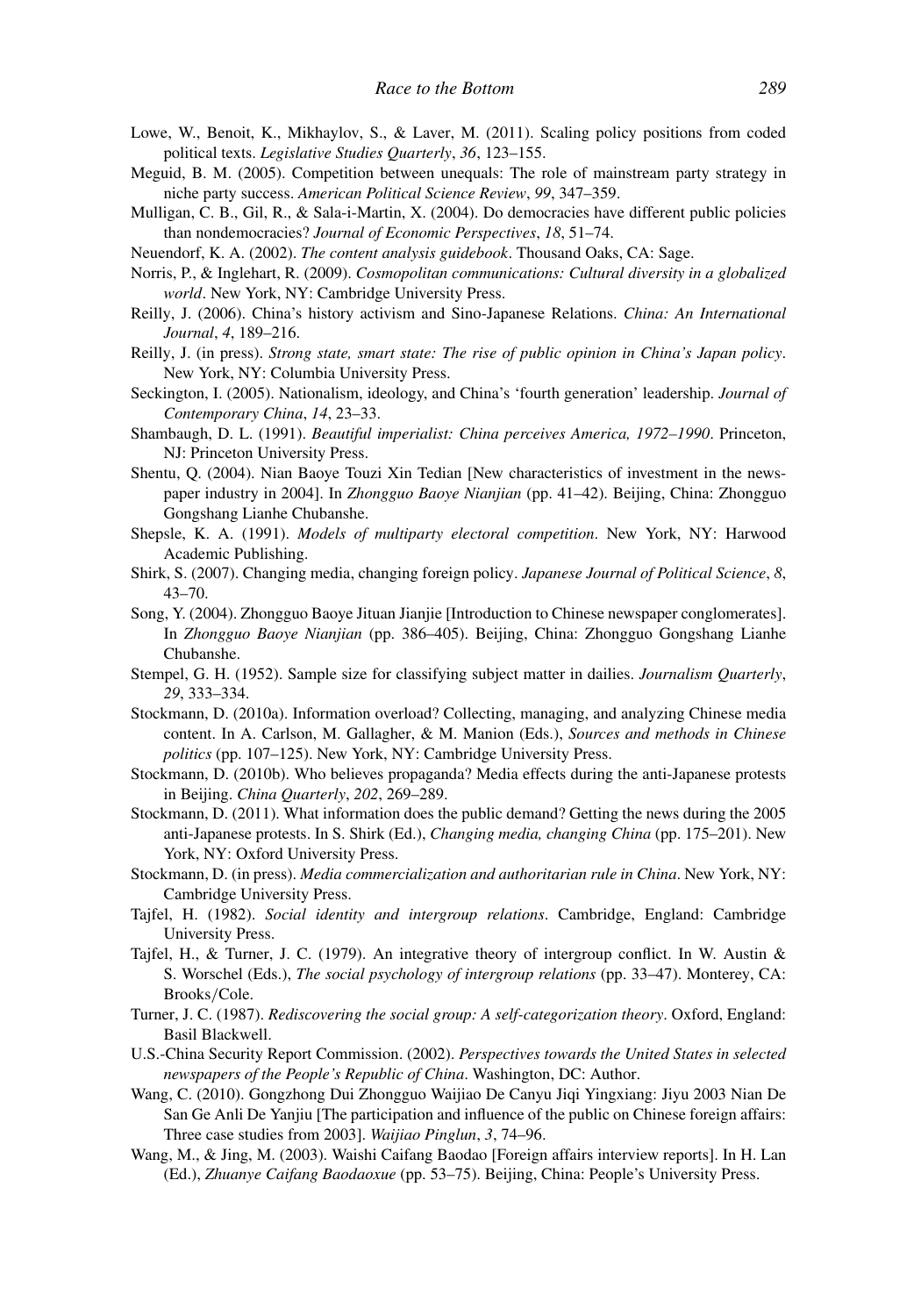Lowe, W., Benoit, K., Mikhaylov, S., & Laver, M. (2011). Scaling policy positions from coded political texts. *Legislative Studies Quarterly*, *36*, 123–155.

Meguid, B. M. (2005). Competition between unequals: The role of mainstream party strategy in niche party success. *American Political Science Review*, *99*, 347–359.

Mulligan, C. B., Gil, R., & Sala-i-Martin, X. (2004). Do democracies have different public policies than nondemocracies? *Journal of Economic Perspectives*, *18*, 51–74.

Neuendorf, K. A. (2002). *The content analysis guidebook*. Thousand Oaks, CA: Sage.

Norris, P., & Inglehart, R. (2009). *Cosmopolitan communications: Cultural diversity in a globalized world*. New York, NY: Cambridge University Press.

Reilly, J. (2006). China's history activism and Sino-Japanese Relations. *China: An International Journal*, *4*, 189–216.

Reilly, J. (in press). *Strong state, smart state: The rise of public opinion in China's Japan policy*. New York, NY: Columbia University Press.

Seckington, I. (2005). Nationalism, ideology, and China's 'fourth generation' leadership. *Journal of Contemporary China*, *14*, 23–33.

Shambaugh, D. L. (1991). *Beautiful imperialist: China perceives America, 1972–1990*. Princeton, NJ: Princeton University Press.

Shentu, Q. (2004). Nian Baoye Touzi Xin Tedian [New characteristics of investment in the newspaper industry in 2004]. In *Zhongguo Baoye Nianjian* (pp. 41–42). Beijing, China: Zhongguo Gongshang Lianhe Chubanshe.

Shepsle, K. A. (1991). *Models of multiparty electoral competition*. New York, NY: Harwood Academic Publishing.

Shirk, S. (2007). Changing media, changing foreign policy. *Japanese Journal of Political Science*, *8*, 43–70.

Song, Y. (2004). Zhongguo Baoye Jituan Jianjie [Introduction to Chinese newspaper conglomerates]. In *Zhongguo Baoye Nianjian* (pp. 386–405). Beijing, China: Zhongguo Gongshang Lianhe Chubanshe.

Stempel, G. H. (1952). Sample size for classifying subject matter in dailies. *Journalism Quarterly*, *29*, 333–334.

Stockmann, D. (2010a). Information overload? Collecting, managing, and analyzing Chinese media content. In A. Carlson, M. Gallagher, & M. Manion (Eds.), *Sources and methods in Chinese politics* (pp. 107–125). New York, NY: Cambridge University Press.

Stockmann, D. (2010b). Who believes propaganda? Media effects during the anti-Japanese protests in Beijing. *China Quarterly*, *202*, 269–289.

Stockmann, D. (2011). What information does the public demand? Getting the news during the 2005 anti-Japanese protests. In S. Shirk (Ed.), *Changing media, changing China* (pp. 175–201). New York, NY: Oxford University Press.

Stockmann, D. (in press). *Media commercialization and authoritarian rule in China*. New York, NY: Cambridge University Press.

Tajfel, H. (1982). *Social identity and intergroup relations*. Cambridge, England: Cambridge University Press.

Tajfel, H., & Turner, J. C. (1979). An integrative theory of intergroup conflict. In W. Austin & S. Worschel (Eds.), *The social psychology of intergroup relations* (pp. 33–47). Monterey, CA: Brooks/Cole.

Turner, J. C. (1987). *Rediscovering the social group: A self-categorization theory*. Oxford, England: Basil Blackwell.

U.S.-China Security Report Commission. (2002). *Perspectives towards the United States in selected newspapers of the People's Republic of China*. Washington, DC: Author.

Wang, C. (2010). Gongzhong Dui Zhongguo Waijiao De Canyu Jiqi Yingxiang: Jiyu 2003 Nian De San Ge Anli De Yanjiu [The participation and influence of the public on Chinese foreign affairs: Three case studies from 2003]. *Waijiao Pinglun*, *3*, 74–96.

Wang, M., & Jing, M. (2003). Waishi Caifang Baodao [Foreign affairs interview reports]. In H. Lan (Ed.), *Zhuanye Caifang Baodaoxue* (pp. 53–75). Beijing, China: People's University Press.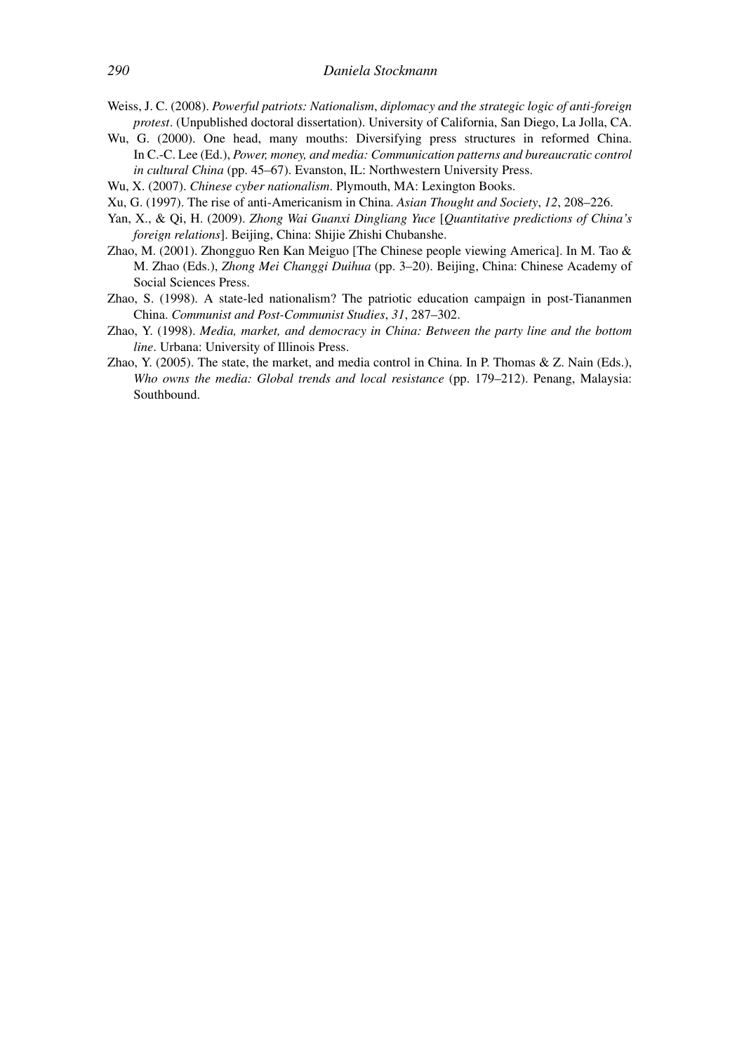Weiss, J. C. (2008). *Powerful patriots: Nationalism, diplomacy and the strategic logic of anti-foreign protest*. (Unpublished doctoral dissertation). University of California, San Diego, La Jolla, CA.

Wu, G. (2000). One head, many mouths: Diversifying press structures in reformed China. In C.-C. Lee (Ed.), *Power, money, and media: Communication patterns and bureaucratic control in cultural China* (pp. 45–67). Evanston, IL: Northwestern University Press.

Wu, X. (2007). *Chinese cyber nationalism*. Plymouth, MA: Lexington Books.

Xu, G. (1997). The rise of anti-Americanism in China. *Asian Thought and Society*, *12*, 208–226.

Yan, X., & Qi, H. (2009). *Zhong Wai Guanxi Dingliang Yuce* [*Quantitative predictions of China's foreign relations*]. Beijing, China: Shijie Zhishi Chubanshe.

Zhao, M. (2001). Zhongguo Ren Kan Meiguo [The Chinese people viewing America]. In M. Tao & M. Zhao (Eds.), *Zhong Mei Changgi Duihua* (pp. 3–20). Beijing, China: Chinese Academy of Social Sciences Press.

Zhao, S. (1998). A state-led nationalism? The patriotic education campaign in post-Tiananmen China. *Communist and Post-Communist Studies*, *31*, 287–302.

Zhao, Y. (1998). *Media, market, and democracy in China: Between the party line and the bottom line*. Urbana: University of Illinois Press.

Zhao, Y. (2005). The state, the market, and media control in China. In P. Thomas & Z. Nain (Eds.), *Who owns the media: Global trends and local resistance* (pp. 179–212). Penang, Malaysia: Southbound.